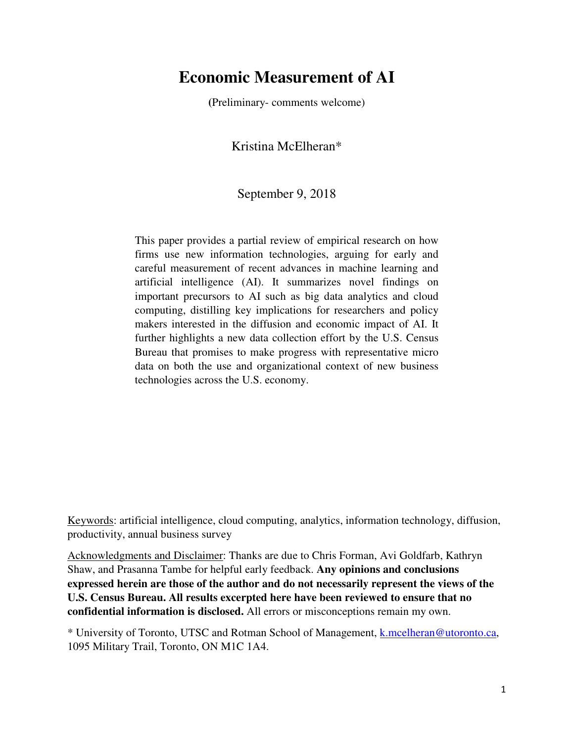# Economic Measurement of AI

**(**Preliminary- comments welcome)

Kristina McElheran*

September 9, 2018

This paper provides a partial review of empirical research on how firms use new information technologies, arguing for early and careful measurement of recent advances in machine learning and artificial intelligence (AI). It summarizes novel findings on important precursors to AI such as big data analytics and cloud computing, distilling key implications for researchers and policy makers interested in the diffusion and economic impact of AI. It further highlights a new data collection effort by the U.S. Census Bureau that promises to make progress with representative micro data on both the use and organizational context of new business technologies across the U.S. economy.

Keywords: artificial intelligence, cloud computing, analytics, information technology, diffusion, productivity, annual business survey

Acknowledgments and Disclaimer: Thanks are due to Chris Forman, Avi Goldfarb, Kathryn Shaw, and Prasanna Tambe for helpful early feedback. **Any opinions and conclusions expressed herein are those of the author and do not necessarily represent the views of the U.S. Census Bureau. All results excerpted here have been reviewed to ensure that no confidential information is disclosed.** All errors or misconceptions remain my own.

\* University of Toronto, UTSC and Rotman School of Management, k.mcelheran@utoronto.ca, 1095 Military Trail, Toronto, ON M1C 1A4.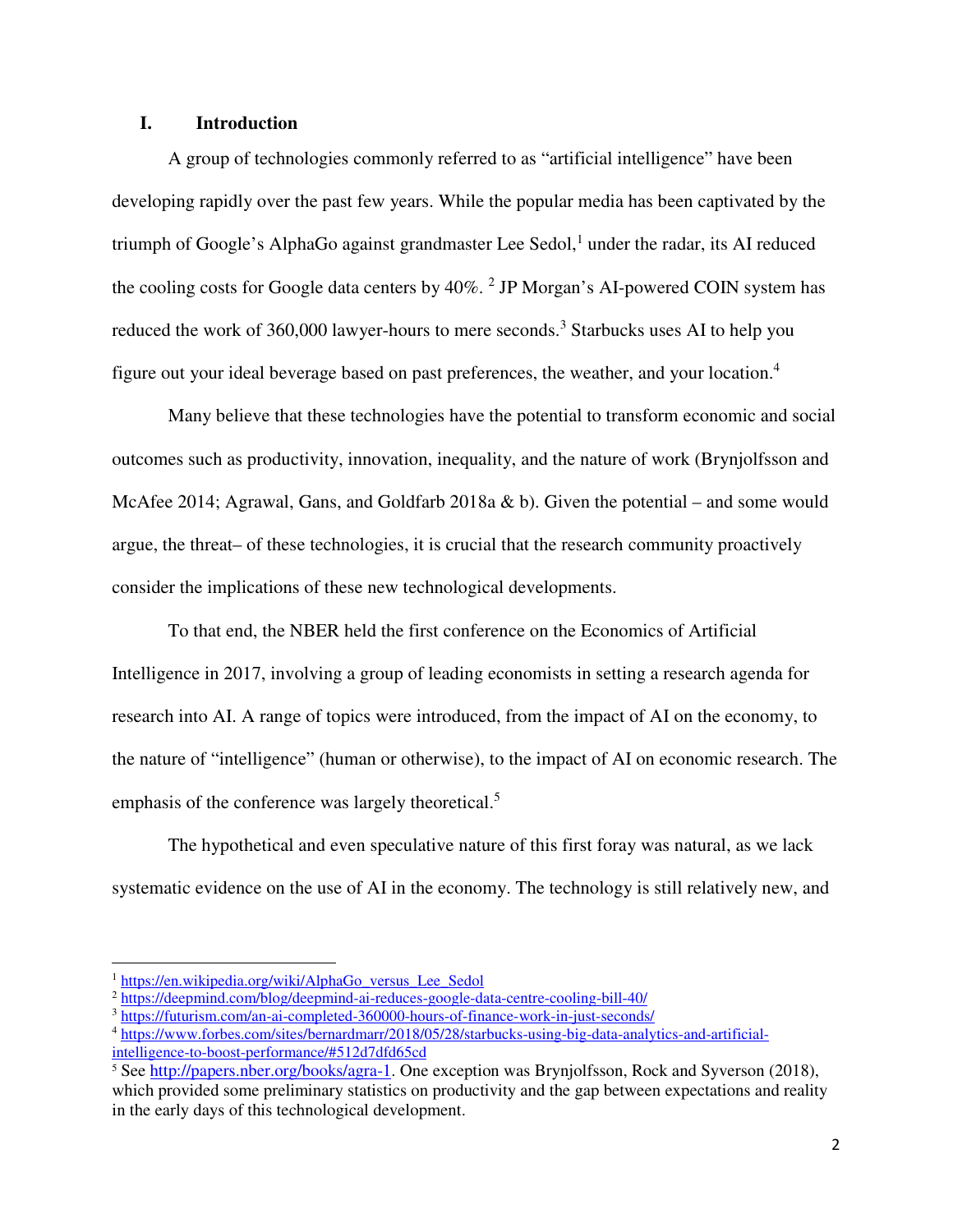## I. Introduction

A group of technologies commonly referred to as "artificial intelligence" have been developing rapidly over the past few years. While the popular media has been captivated by the triumph of Google's AlphaGo against grandmaster Lee Sedol,[1] under the radar, its AI reduced the cooling costs for Google data centers by 40%.[2] JP Morgan's AI-powered COIN system has reduced the work of 360,000 lawyer-hours to mere seconds.[3] Starbucks uses AI to help you figure out your ideal beverage based on past preferences, the weather, and your location.[4]

Many believe that these technologies have the potential to transform economic and social outcomes such as productivity, innovation, inequality, and the nature of work (Brynjolfsson and McAfee 2014; Agrawal, Gans, and Goldfarb 2018a & b). Given the potential – and some would argue, the threat– of these technologies, it is crucial that the research community proactively consider the implications of these new technological developments.

To that end, the NBER held the first conference on the Economics of Artificial Intelligence in 2017, involving a group of leading economists in setting a research agenda for research into AI. A range of topics were introduced, from the impact of AI on the economy, to the nature of "intelligence" (human or otherwise), to the impact of AI on economic research. The emphasis of the conference was largely theoretical.[5]

The hypothetical and even speculative nature of this first foray was natural, as we lack systematic evidence on the use of AI in the economy. The technology is still relatively new, and

---

[1] https://en.wikipedia.org/wiki/AlphaGo_versus_Lee_Sedol

[2] https://deepmind.com/blog/deepmind-ai-reduces-google-data-centre-cooling-bill-40/

[3] https://futurism.com/an-ai-completed-360000-hours-of-finance-work-in-just-seconds/

[4] https://www.forbes.com/sites/bernardmarr/2018/05/28/starbucks-using-big-data-analytics-and-artificial-intelligence-to-boost-performance/#512d7dfd65cd

[5] See http://papers.nber.org/books/agra-1. One exception was Brynjolfsson, Rock and Syverson (2018), which provided some preliminary statistics on productivity and the gap between expectations and reality in the early days of this technological development.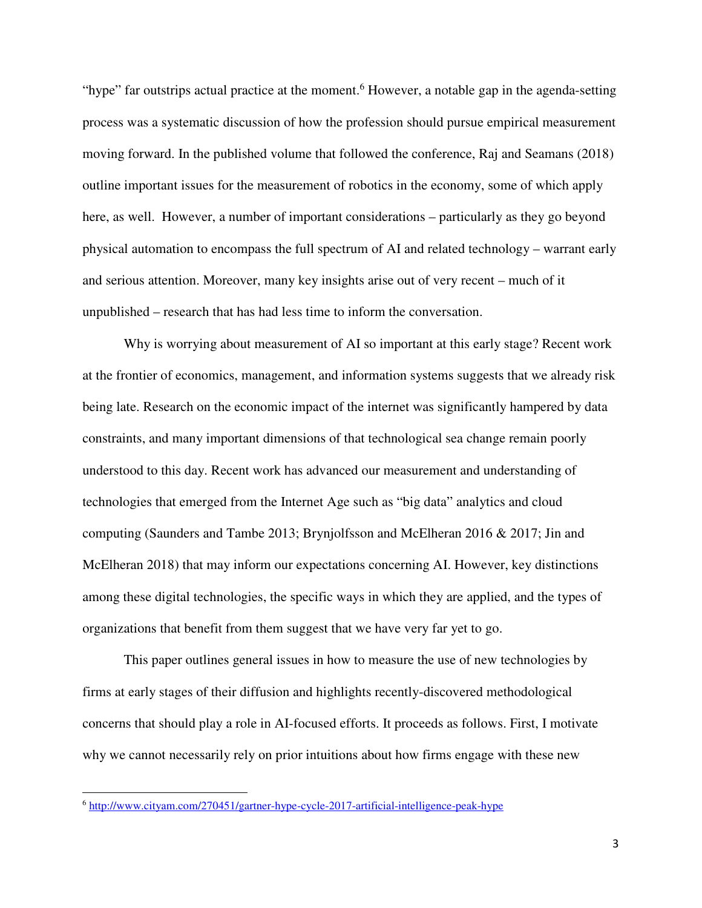"hype" far outstrips actual practice at the moment.[6] However, a notable gap in the agenda-setting process was a systematic discussion of how the profession should pursue empirical measurement moving forward. In the published volume that followed the conference, Raj and Seamans (2018) outline important issues for the measurement of robotics in the economy, some of which apply here, as well. However, a number of important considerations – particularly as they go beyond physical automation to encompass the full spectrum of AI and related technology – warrant early and serious attention. Moreover, many key insights arise out of very recent – much of it unpublished – research that has had less time to inform the conversation.

Why is worrying about measurement of AI so important at this early stage? Recent work at the frontier of economics, management, and information systems suggests that we already risk being late. Research on the economic impact of the internet was significantly hampered by data constraints, and many important dimensions of that technological sea change remain poorly understood to this day. Recent work has advanced our measurement and understanding of technologies that emerged from the Internet Age such as "big data" analytics and cloud computing (Saunders and Tambe 2013; Brynjolfsson and McElheran 2016 & 2017; Jin and McElheran 2018) that may inform our expectations concerning AI. However, key distinctions among these digital technologies, the specific ways in which they are applied, and the types of organizations that benefit from them suggest that we have very far yet to go.

This paper outlines general issues in how to measure the use of new technologies by firms at early stages of their diffusion and highlights recently-discovered methodological concerns that should play a role in AI-focused efforts. It proceeds as follows. First, I motivate why we cannot necessarily rely on prior intuitions about how firms engage with these new

[6] http://www.cityam.com/270451/gartner-hype-cycle-2017-artificial-intelligence-peak-hype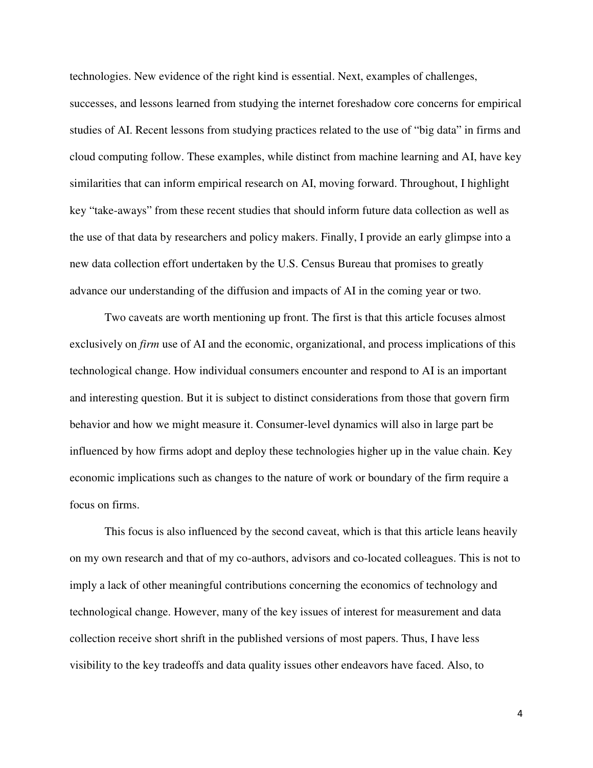technologies. New evidence of the right kind is essential. Next, examples of challenges, successes, and lessons learned from studying the internet foreshadow core concerns for empirical studies of AI. Recent lessons from studying practices related to the use of "big data" in firms and cloud computing follow. These examples, while distinct from machine learning and AI, have key similarities that can inform empirical research on AI, moving forward. Throughout, I highlight key "take-aways" from these recent studies that should inform future data collection as well as the use of that data by researchers and policy makers. Finally, I provide an early glimpse into a new data collection effort undertaken by the U.S. Census Bureau that promises to greatly advance our understanding of the diffusion and impacts of AI in the coming year or two.

Two caveats are worth mentioning up front. The first is that this article focuses almost exclusively on *firm* use of AI and the economic, organizational, and process implications of this technological change. How individual consumers encounter and respond to AI is an important and interesting question. But it is subject to distinct considerations from those that govern firm behavior and how we might measure it. Consumer-level dynamics will also in large part be influenced by how firms adopt and deploy these technologies higher up in the value chain. Key economic implications such as changes to the nature of work or boundary of the firm require a focus on firms.

This focus is also influenced by the second caveat, which is that this article leans heavily on my own research and that of my co-authors, advisors and co-located colleagues. This is not to imply a lack of other meaningful contributions concerning the economics of technology and technological change. However, many of the key issues of interest for measurement and data collection receive short shrift in the published versions of most papers. Thus, I have less visibility to the key tradeoffs and data quality issues other endeavors have faced. Also, to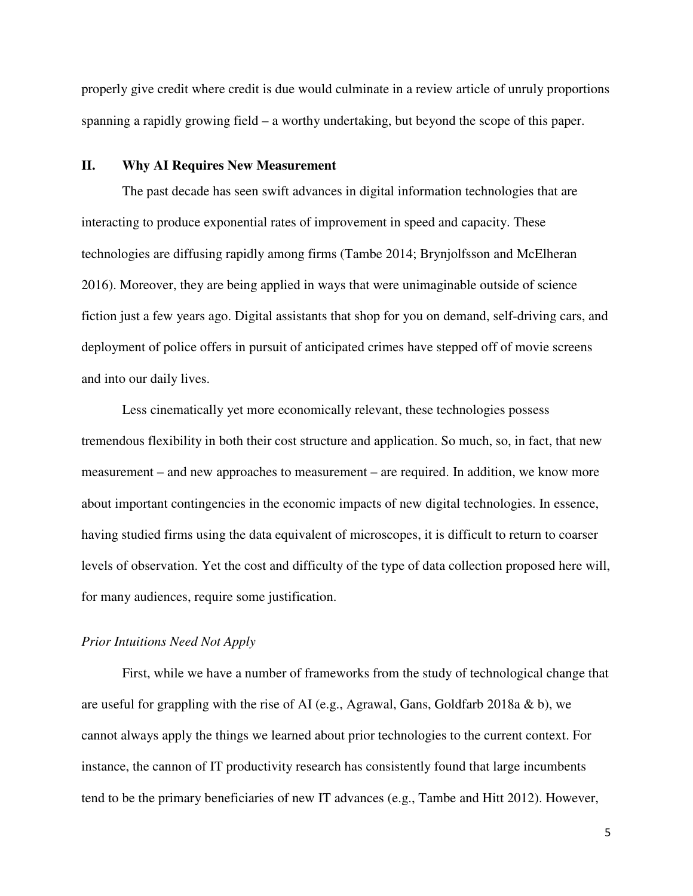properly give credit where credit is due would culminate in a review article of unruly proportions spanning a rapidly growing field – a worthy undertaking, but beyond the scope of this paper.

## II. Why AI Requires New Measurement

The past decade has seen swift advances in digital information technologies that are interacting to produce exponential rates of improvement in speed and capacity. These technologies are diffusing rapidly among firms (Tambe 2014; Brynjolfsson and McElheran 2016). Moreover, they are being applied in ways that were unimaginable outside of science fiction just a few years ago. Digital assistants that shop for you on demand, self-driving cars, and deployment of police offers in pursuit of anticipated crimes have stepped off of movie screens and into our daily lives.

Less cinematically yet more economically relevant, these technologies possess tremendous flexibility in both their cost structure and application. So much, so, in fact, that new measurement – and new approaches to measurement – are required. In addition, we know more about important contingencies in the economic impacts of new digital technologies. In essence, having studied firms using the data equivalent of microscopes, it is difficult to return to coarser levels of observation. Yet the cost and difficulty of the type of data collection proposed here will, for many audiences, require some justification.

### *Prior Intuitions Need Not Apply*

First, while we have a number of frameworks from the study of technological change that are useful for grappling with the rise of AI (e.g., Agrawal, Gans, Goldfarb 2018a & b), we cannot always apply the things we learned about prior technologies to the current context. For instance, the cannon of IT productivity research has consistently found that large incumbents tend to be the primary beneficiaries of new IT advances (e.g., Tambe and Hitt 2012). However,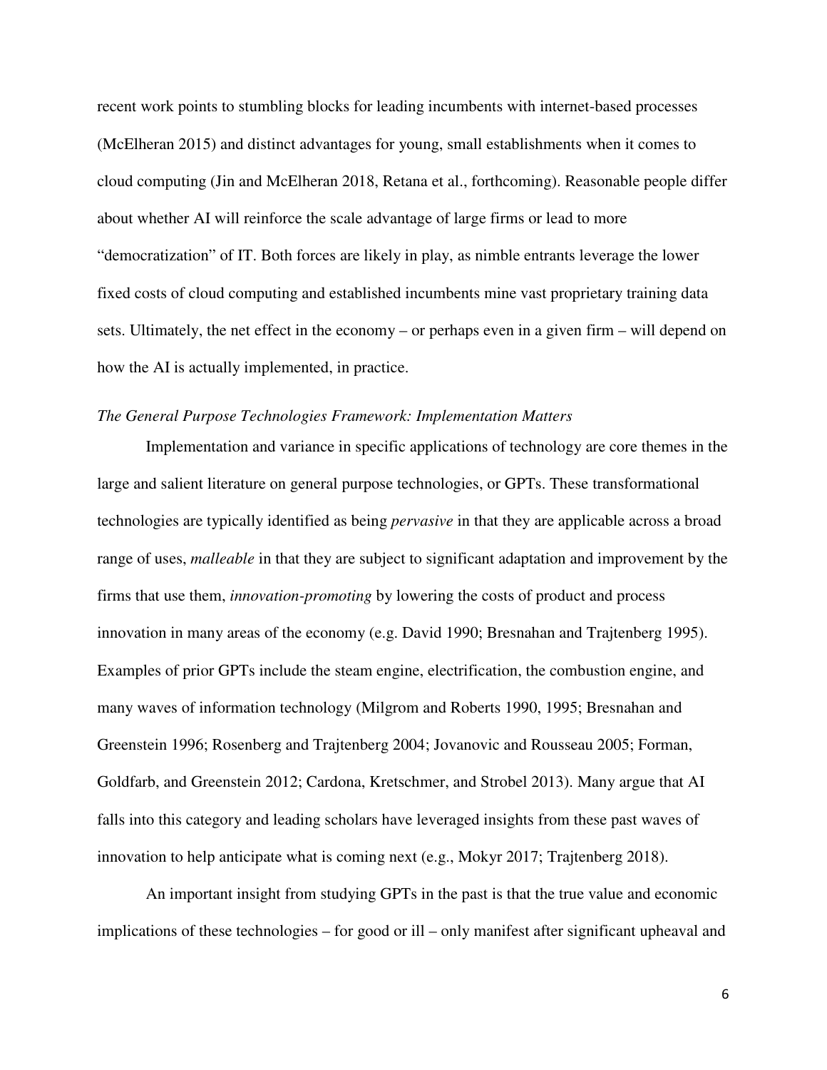recent work points to stumbling blocks for leading incumbents with internet-based processes (McElheran 2015) and distinct advantages for young, small establishments when it comes to cloud computing (Jin and McElheran 2018, Retana et al., forthcoming). Reasonable people differ about whether AI will reinforce the scale advantage of large firms or lead to more "democratization" of IT. Both forces are likely in play, as nimble entrants leverage the lower fixed costs of cloud computing and established incumbents mine vast proprietary training data sets. Ultimately, the net effect in the economy – or perhaps even in a given firm – will depend on how the AI is actually implemented, in practice.

*The General Purpose Technologies Framework: Implementation Matters*

Implementation and variance in specific applications of technology are core themes in the large and salient literature on general purpose technologies, or GPTs. These transformational technologies are typically identified as being *pervasive* in that they are applicable across a broad range of uses, *malleable* in that they are subject to significant adaptation and improvement by the firms that use them, *innovation-promoting* by lowering the costs of product and process innovation in many areas of the economy (e.g. David 1990; Bresnahan and Trajtenberg 1995). Examples of prior GPTs include the steam engine, electrification, the combustion engine, and many waves of information technology (Milgrom and Roberts 1990, 1995; Bresnahan and Greenstein 1996; Rosenberg and Trajtenberg 2004; Jovanovic and Rousseau 2005; Forman, Goldfarb, and Greenstein 2012; Cardona, Kretschmer, and Strobel 2013). Many argue that AI falls into this category and leading scholars have leveraged insights from these past waves of innovation to help anticipate what is coming next (e.g., Mokyr 2017; Trajtenberg 2018).

An important insight from studying GPTs in the past is that the true value and economic implications of these technologies – for good or ill – only manifest after significant upheaval and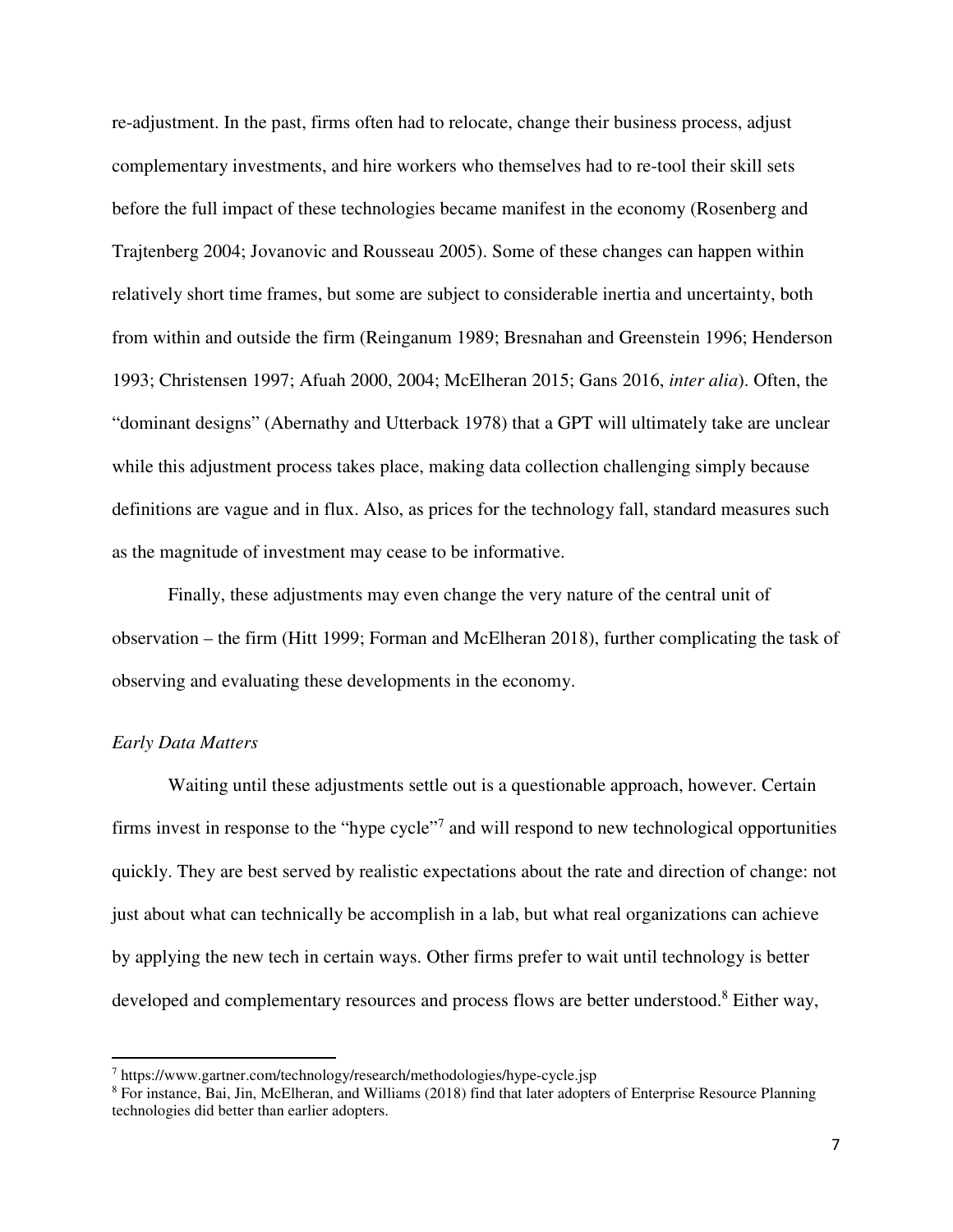re-adjustment. In the past, firms often had to relocate, change their business process, adjust complementary investments, and hire workers who themselves had to re-tool their skill sets before the full impact of these technologies became manifest in the economy (Rosenberg and Trajtenberg 2004; Jovanovic and Rousseau 2005). Some of these changes can happen within relatively short time frames, but some are subject to considerable inertia and uncertainty, both from within and outside the firm (Reinganum 1989; Bresnahan and Greenstein 1996; Henderson 1993; Christensen 1997; Afuah 2000, 2004; McElheran 2015; Gans 2016, *inter alia*). Often, the "dominant designs" (Abernathy and Utterback 1978) that a GPT will ultimately take are unclear while this adjustment process takes place, making data collection challenging simply because definitions are vague and in flux. Also, as prices for the technology fall, standard measures such as the magnitude of investment may cease to be informative.

Finally, these adjustments may even change the very nature of the central unit of observation – the firm (Hitt 1999; Forman and McElheran 2018), further complicating the task of observing and evaluating these developments in the economy.

*Early Data Matters*

Waiting until these adjustments settle out is a questionable approach, however. Certain firms invest in response to the "hype cycle"[7] and will respond to new technological opportunities quickly. They are best served by realistic expectations about the rate and direction of change: not just about what can technically be accomplish in a lab, but what real organizations can achieve by applying the new tech in certain ways. Other firms prefer to wait until technology is better developed and complementary resources and process flows are better understood.[8] Either way,

[7] https://www.gartner.com/technology/research/methodologies/hype-cycle.jsp

[8] For instance, Bai, Jin, McElheran, and Williams (2018) find that later adopters of Enterprise Resource Planning technologies did better than earlier adopters.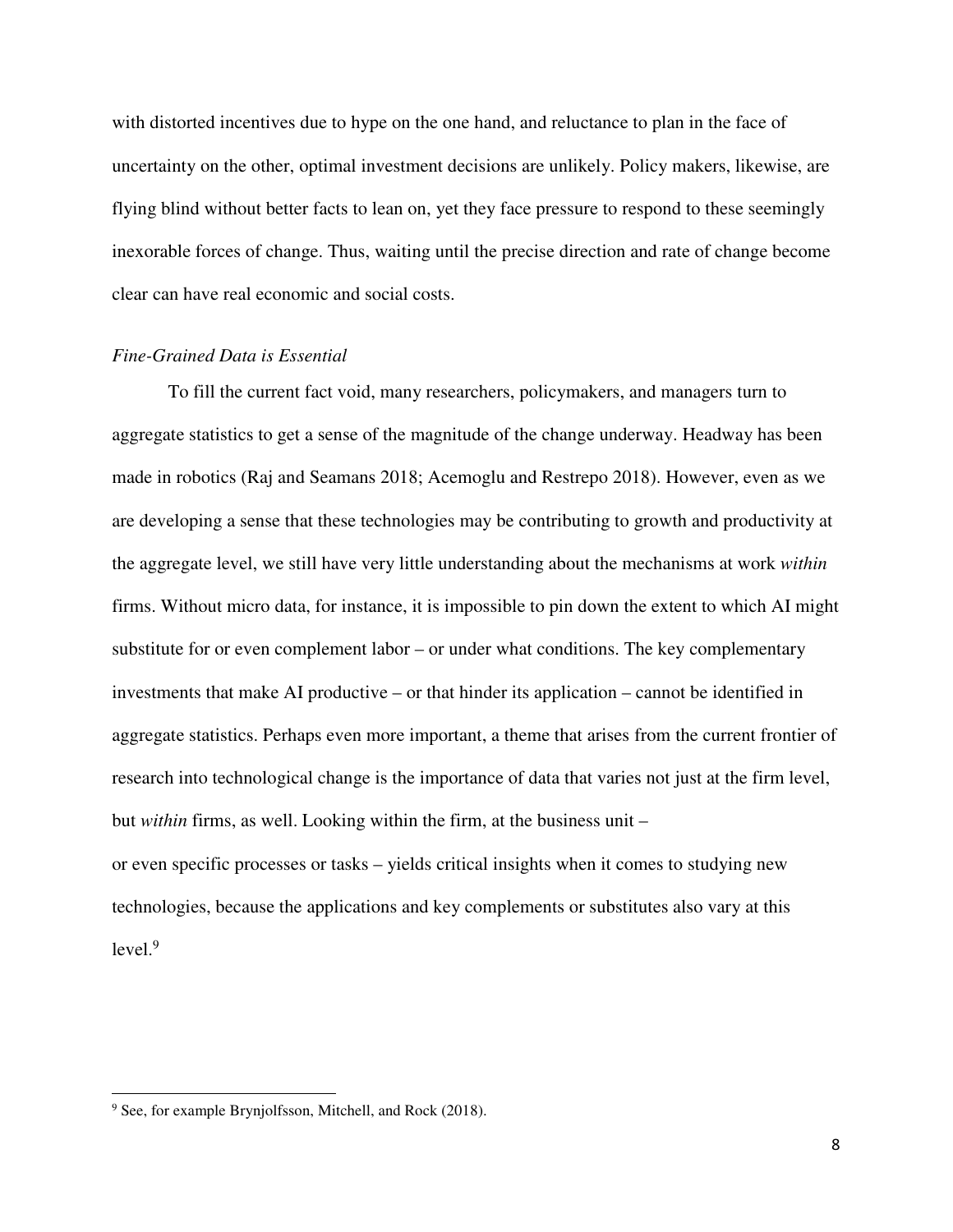with distorted incentives due to hype on the one hand, and reluctance to plan in the face of uncertainty on the other, optimal investment decisions are unlikely. Policy makers, likewise, are flying blind without better facts to lean on, yet they face pressure to respond to these seemingly inexorable forces of change. Thus, waiting until the precise direction and rate of change become clear can have real economic and social costs.

*Fine-Grained Data is Essential*

To fill the current fact void, many researchers, policymakers, and managers turn to aggregate statistics to get a sense of the magnitude of the change underway. Headway has been made in robotics (Raj and Seamans 2018; Acemoglu and Restrepo 2018). However, even as we are developing a sense that these technologies may be contributing to growth and productivity at the aggregate level, we still have very little understanding about the mechanisms at work *within* firms. Without micro data, for instance, it is impossible to pin down the extent to which AI might substitute for or even complement labor – or under what conditions. The key complementary investments that make AI productive – or that hinder its application – cannot be identified in aggregate statistics. Perhaps even more important, a theme that arises from the current frontier of research into technological change is the importance of data that varies not just at the firm level, but *within* firms, as well. Looking within the firm, at the business unit – or even specific processes or tasks – yields critical insights when it comes to studying new technologies, because the applications and key complements or substitutes also vary at this level.[9]

---

[9] See, for example Brynjolfsson, Mitchell, and Rock (2018).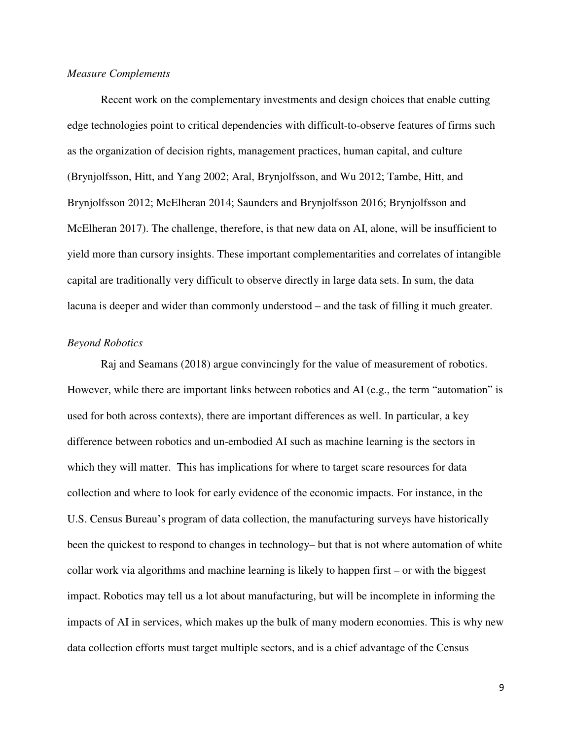*Measure Complements*

Recent work on the complementary investments and design choices that enable cutting edge technologies point to critical dependencies with difficult-to-observe features of firms such as the organization of decision rights, management practices, human capital, and culture (Brynjolfsson, Hitt, and Yang 2002; Aral, Brynjolfsson, and Wu 2012; Tambe, Hitt, and Brynjolfsson 2012; McElheran 2014; Saunders and Brynjolfsson 2016; Brynjolfsson and McElheran 2017). The challenge, therefore, is that new data on AI, alone, will be insufficient to yield more than cursory insights. These important complementarities and correlates of intangible capital are traditionally very difficult to observe directly in large data sets. In sum, the data lacuna is deeper and wider than commonly understood – and the task of filling it much greater.

*Beyond Robotics*

Raj and Seamans (2018) argue convincingly for the value of measurement of robotics. However, while there are important links between robotics and AI (e.g., the term "automation" is used for both across contexts), there are important differences as well. In particular, a key difference between robotics and un-embodied AI such as machine learning is the sectors in which they will matter. This has implications for where to target scare resources for data collection and where to look for early evidence of the economic impacts. For instance, in the U.S. Census Bureau's program of data collection, the manufacturing surveys have historically been the quickest to respond to changes in technology– but that is not where automation of white collar work via algorithms and machine learning is likely to happen first – or with the biggest impact. Robotics may tell us a lot about manufacturing, but will be incomplete in informing the impacts of AI in services, which makes up the bulk of many modern economies. This is why new data collection efforts must target multiple sectors, and is a chief advantage of the Census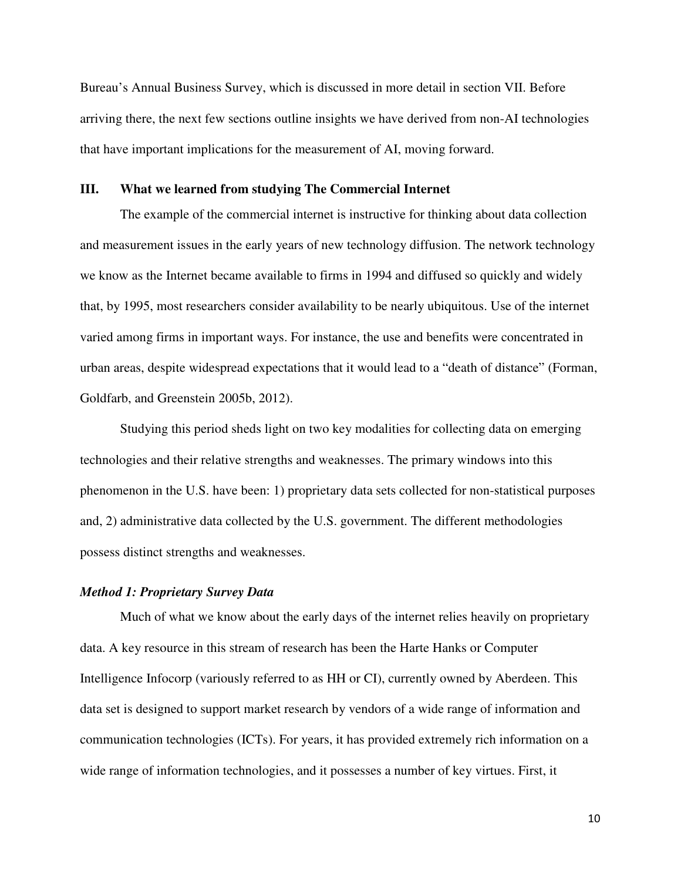Bureau's Annual Business Survey, which is discussed in more detail in section VII. Before arriving there, the next few sections outline insights we have derived from non-AI technologies that have important implications for the measurement of AI, moving forward.

## III. What we learned from studying The Commercial Internet

The example of the commercial internet is instructive for thinking about data collection and measurement issues in the early years of new technology diffusion. The network technology we know as the Internet became available to firms in 1994 and diffused so quickly and widely that, by 1995, most researchers consider availability to be nearly ubiquitous. Use of the internet varied among firms in important ways. For instance, the use and benefits were concentrated in urban areas, despite widespread expectations that it would lead to a "death of distance" (Forman, Goldfarb, and Greenstein 2005b, 2012).

Studying this period sheds light on two key modalities for collecting data on emerging technologies and their relative strengths and weaknesses. The primary windows into this phenomenon in the U.S. have been: 1) proprietary data sets collected for non-statistical purposes and, 2) administrative data collected by the U.S. government. The different methodologies possess distinct strengths and weaknesses.

### *Method 1: Proprietary Survey Data*

Much of what we know about the early days of the internet relies heavily on proprietary data. A key resource in this stream of research has been the Harte Hanks or Computer Intelligence Infocorp (variously referred to as HH or CI), currently owned by Aberdeen. This data set is designed to support market research by vendors of a wide range of information and communication technologies (ICTs). For years, it has provided extremely rich information on a wide range of information technologies, and it possesses a number of key virtues. First, it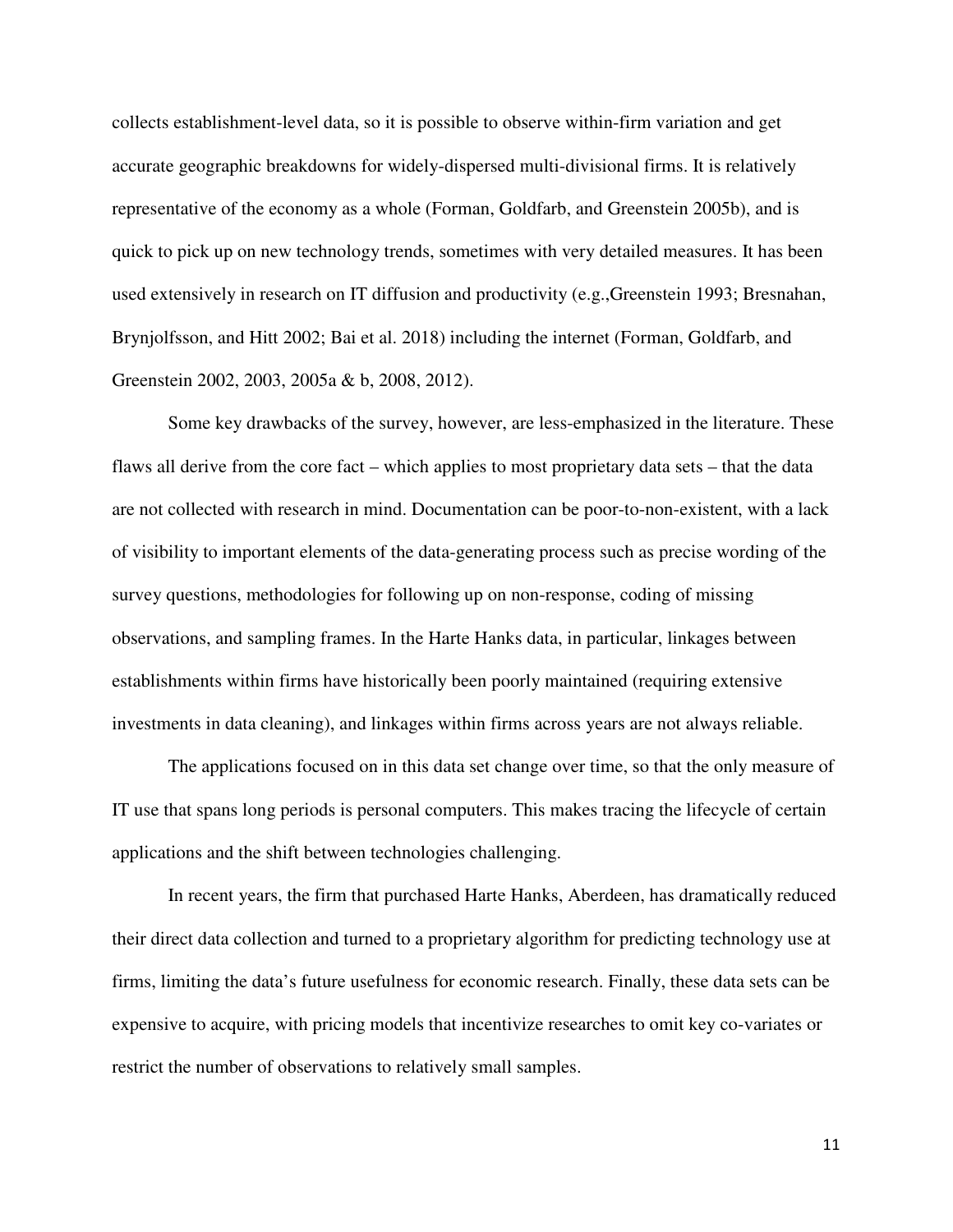collects establishment-level data, so it is possible to observe within-firm variation and get accurate geographic breakdowns for widely-dispersed multi-divisional firms. It is relatively representative of the economy as a whole (Forman, Goldfarb, and Greenstein 2005b), and is quick to pick up on new technology trends, sometimes with very detailed measures. It has been used extensively in research on IT diffusion and productivity (e.g.,Greenstein 1993; Bresnahan, Brynjolfsson, and Hitt 2002; Bai et al. 2018) including the internet (Forman, Goldfarb, and Greenstein 2002, 2003, 2005a & b, 2008, 2012).

Some key drawbacks of the survey, however, are less-emphasized in the literature. These flaws all derive from the core fact – which applies to most proprietary data sets – that the data are not collected with research in mind. Documentation can be poor-to-non-existent, with a lack of visibility to important elements of the data-generating process such as precise wording of the survey questions, methodologies for following up on non-response, coding of missing observations, and sampling frames. In the Harte Hanks data, in particular, linkages between establishments within firms have historically been poorly maintained (requiring extensive investments in data cleaning), and linkages within firms across years are not always reliable.

The applications focused on in this data set change over time, so that the only measure of IT use that spans long periods is personal computers. This makes tracing the lifecycle of certain applications and the shift between technologies challenging.

In recent years, the firm that purchased Harte Hanks, Aberdeen, has dramatically reduced their direct data collection and turned to a proprietary algorithm for predicting technology use at firms, limiting the data's future usefulness for economic research. Finally, these data sets can be expensive to acquire, with pricing models that incentivize researches to omit key co-variates or restrict the number of observations to relatively small samples.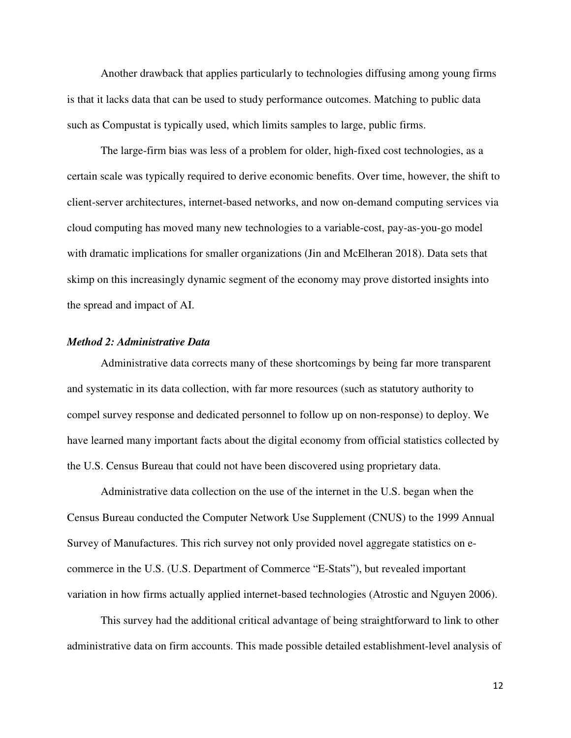Another drawback that applies particularly to technologies diffusing among young firms is that it lacks data that can be used to study performance outcomes. Matching to public data such as Compustat is typically used, which limits samples to large, public firms.

The large-firm bias was less of a problem for older, high-fixed cost technologies, as a certain scale was typically required to derive economic benefits. Over time, however, the shift to client-server architectures, internet-based networks, and now on-demand computing services via cloud computing has moved many new technologies to a variable-cost, pay-as-you-go model with dramatic implications for smaller organizations (Jin and McElheran 2018). Data sets that skimp on this increasingly dynamic segment of the economy may prove distorted insights into the spread and impact of AI.

***Method 2: Administrative Data***

Administrative data corrects many of these shortcomings by being far more transparent and systematic in its data collection, with far more resources (such as statutory authority to compel survey response and dedicated personnel to follow up on non-response) to deploy. We have learned many important facts about the digital economy from official statistics collected by the U.S. Census Bureau that could not have been discovered using proprietary data.

Administrative data collection on the use of the internet in the U.S. began when the Census Bureau conducted the Computer Network Use Supplement (CNUS) to the 1999 Annual Survey of Manufactures. This rich survey not only provided novel aggregate statistics on e-commerce in the U.S. (U.S. Department of Commerce "E-Stats"), but revealed important variation in how firms actually applied internet-based technologies (Atrostic and Nguyen 2006).

This survey had the additional critical advantage of being straightforward to link to other administrative data on firm accounts. This made possible detailed establishment-level analysis of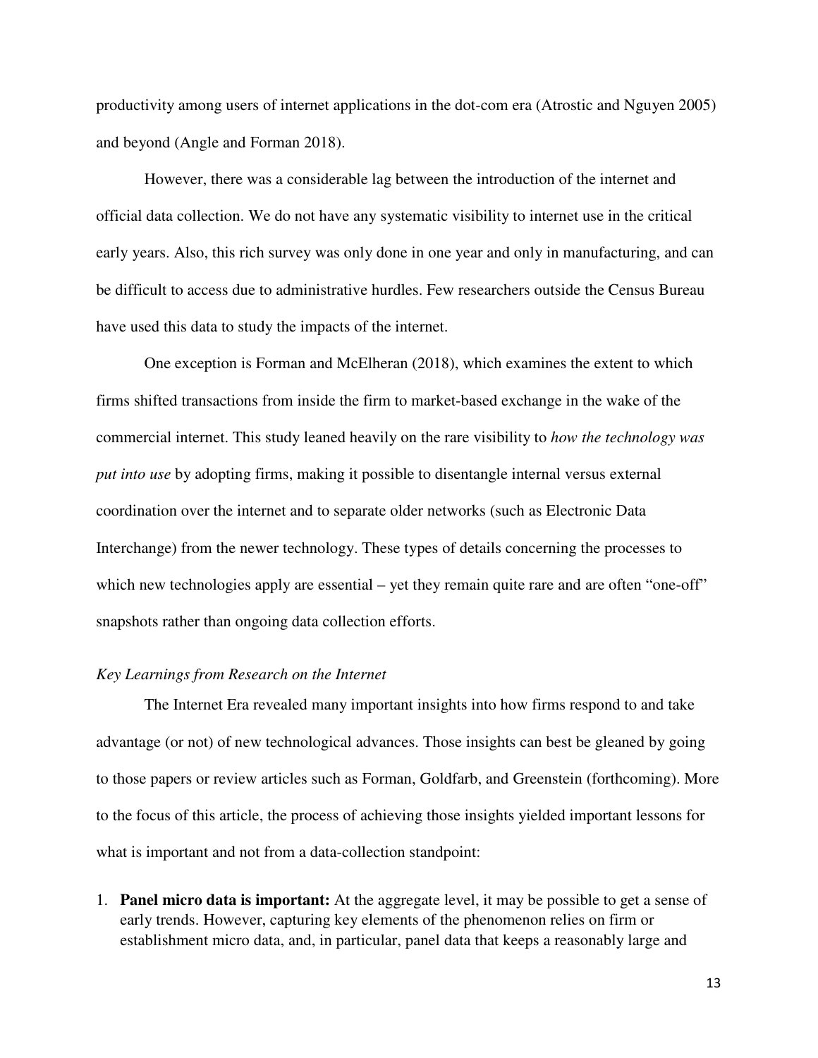productivity among users of internet applications in the dot-com era (Atrostic and Nguyen 2005) and beyond (Angle and Forman 2018).

However, there was a considerable lag between the introduction of the internet and official data collection. We do not have any systematic visibility to internet use in the critical early years. Also, this rich survey was only done in one year and only in manufacturing, and can be difficult to access due to administrative hurdles. Few researchers outside the Census Bureau have used this data to study the impacts of the internet.

One exception is Forman and McElheran (2018), which examines the extent to which firms shifted transactions from inside the firm to market-based exchange in the wake of the commercial internet. This study leaned heavily on the rare visibility to *how the technology was put into use* by adopting firms, making it possible to disentangle internal versus external coordination over the internet and to separate older networks (such as Electronic Data Interchange) from the newer technology. These types of details concerning the processes to which new technologies apply are essential – yet they remain quite rare and are often "one-off" snapshots rather than ongoing data collection efforts.

*Key Learnings from Research on the Internet*

The Internet Era revealed many important insights into how firms respond to and take advantage (or not) of new technological advances. Those insights can best be gleaned by going to those papers or review articles such as Forman, Goldfarb, and Greenstein (forthcoming). More to the focus of this article, the process of achieving those insights yielded important lessons for what is important and not from a data-collection standpoint:

1. **Panel micro data is important:** At the aggregate level, it may be possible to get a sense of early trends. However, capturing key elements of the phenomenon relies on firm or establishment micro data, and, in particular, panel data that keeps a reasonably large and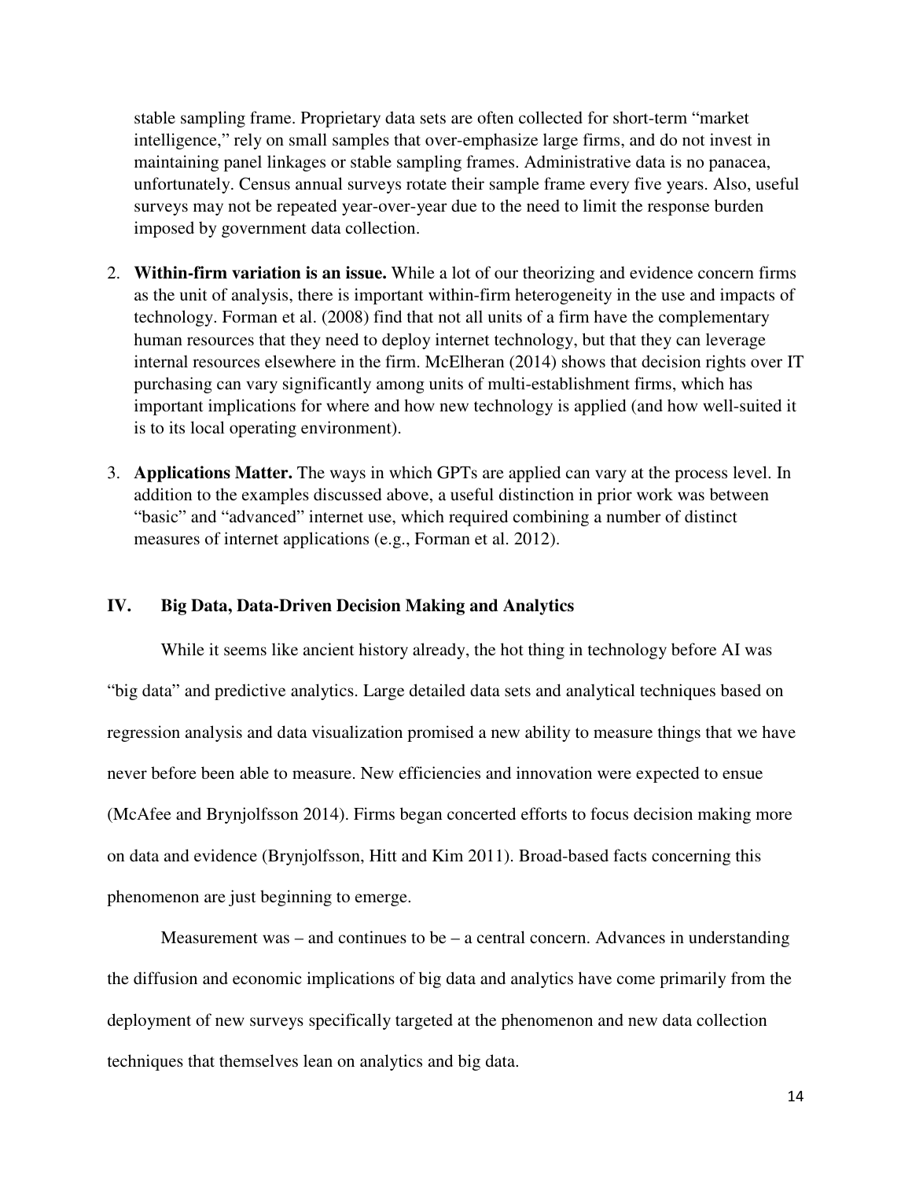stable sampling frame. Proprietary data sets are often collected for short-term "market intelligence," rely on small samples that over-emphasize large firms, and do not invest in maintaining panel linkages or stable sampling frames. Administrative data is no panacea, unfortunately. Census annual surveys rotate their sample frame every five years. Also, useful surveys may not be repeated year-over-year due to the need to limit the response burden imposed by government data collection.

2. **Within-firm variation is an issue.** While a lot of our theorizing and evidence concern firms as the unit of analysis, there is important within-firm heterogeneity in the use and impacts of technology. Forman et al. (2008) find that not all units of a firm have the complementary human resources that they need to deploy internet technology, but that they can leverage internal resources elsewhere in the firm. McElheran (2014) shows that decision rights over IT purchasing can vary significantly among units of multi-establishment firms, which has important implications for where and how new technology is applied (and how well-suited it is to its local operating environment).

3. **Applications Matter.** The ways in which GPTs are applied can vary at the process level. In addition to the examples discussed above, a useful distinction in prior work was between "basic" and "advanced" internet use, which required combining a number of distinct measures of internet applications (e.g., Forman et al. 2012).

## IV. Big Data, Data-Driven Decision Making and Analytics

While it seems like ancient history already, the hot thing in technology before AI was "big data" and predictive analytics. Large detailed data sets and analytical techniques based on regression analysis and data visualization promised a new ability to measure things that we have never before been able to measure. New efficiencies and innovation were expected to ensue (McAfee and Brynjolfsson 2014). Firms began concerted efforts to focus decision making more on data and evidence (Brynjolfsson, Hitt and Kim 2011). Broad-based facts concerning this phenomenon are just beginning to emerge.

Measurement was – and continues to be – a central concern. Advances in understanding the diffusion and economic implications of big data and analytics have come primarily from the deployment of new surveys specifically targeted at the phenomenon and new data collection techniques that themselves lean on analytics and big data.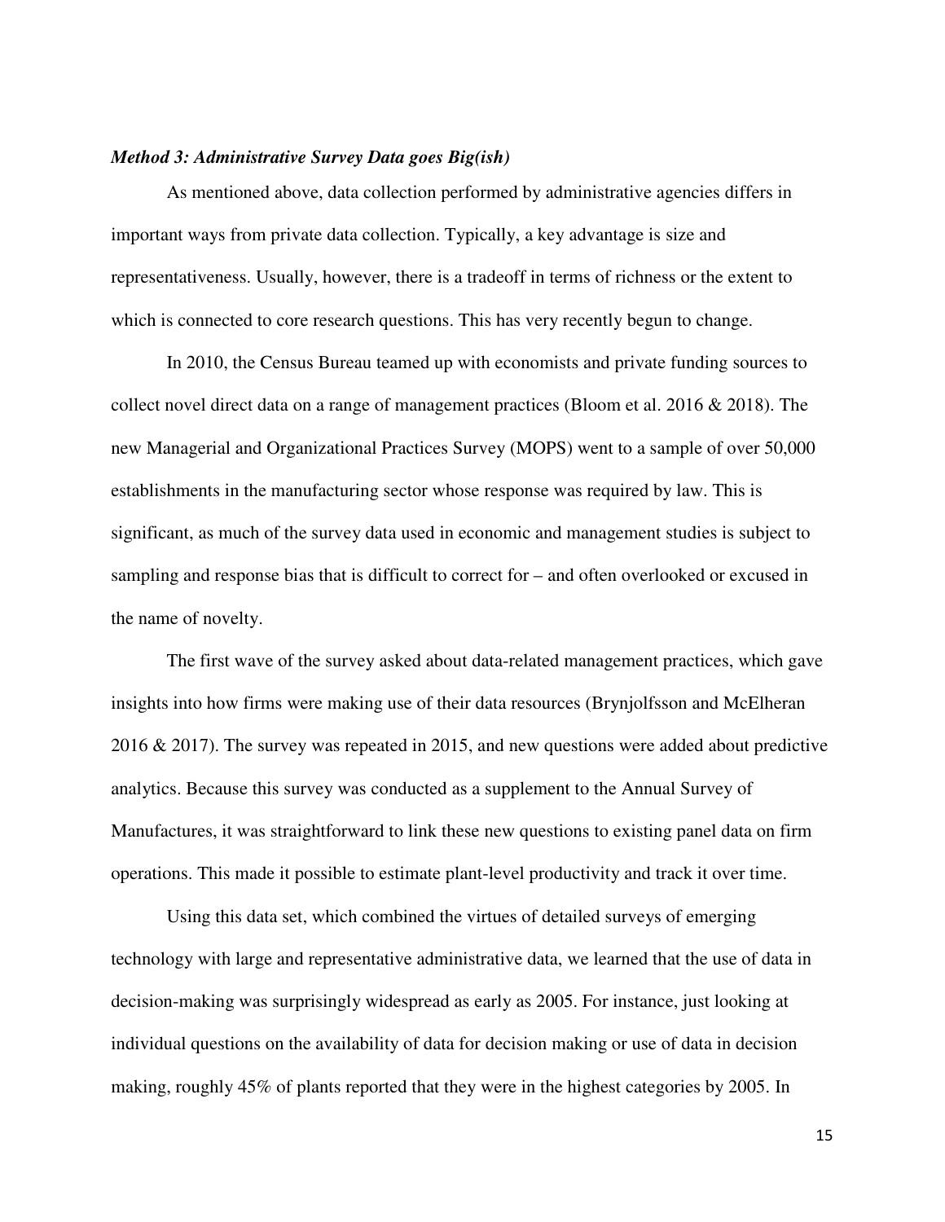***Method 3: Administrative Survey Data goes Big(ish)***

As mentioned above, data collection performed by administrative agencies differs in important ways from private data collection. Typically, a key advantage is size and representativeness. Usually, however, there is a tradeoff in terms of richness or the extent to which is connected to core research questions. This has very recently begun to change.

In 2010, the Census Bureau teamed up with economists and private funding sources to collect novel direct data on a range of management practices (Bloom et al. 2016 & 2018). The new Managerial and Organizational Practices Survey (MOPS) went to a sample of over 50,000 establishments in the manufacturing sector whose response was required by law. This is significant, as much of the survey data used in economic and management studies is subject to sampling and response bias that is difficult to correct for – and often overlooked or excused in the name of novelty.

The first wave of the survey asked about data-related management practices, which gave insights into how firms were making use of their data resources (Brynjolfsson and McElheran 2016 & 2017). The survey was repeated in 2015, and new questions were added about predictive analytics. Because this survey was conducted as a supplement to the Annual Survey of Manufactures, it was straightforward to link these new questions to existing panel data on firm operations. This made it possible to estimate plant-level productivity and track it over time.

Using this data set, which combined the virtues of detailed surveys of emerging technology with large and representative administrative data, we learned that the use of data in decision-making was surprisingly widespread as early as 2005. For instance, just looking at individual questions on the availability of data for decision making or use of data in decision making, roughly 45% of plants reported that they were in the highest categories by 2005. In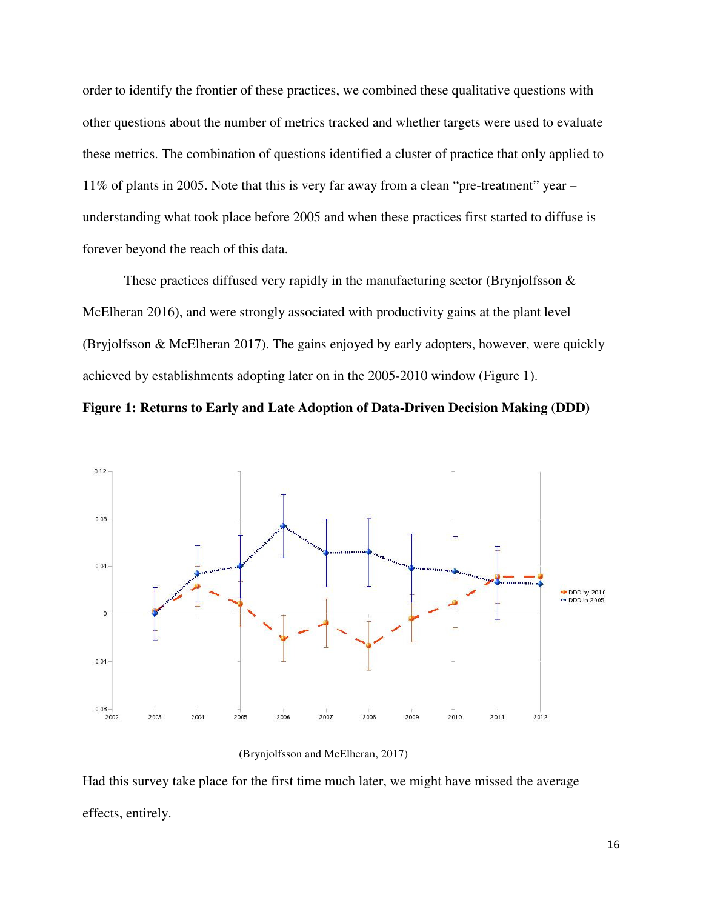order to identify the frontier of these practices, we combined these qualitative questions with other questions about the number of metrics tracked and whether targets were used to evaluate these metrics. The combination of questions identified a cluster of practice that only applied to 11% of plants in 2005. Note that this is very far away from a clean "pre-treatment" year – understanding what took place before 2005 and when these practices first started to diffuse is forever beyond the reach of this data.

These practices diffused very rapidly in the manufacturing sector (Brynjolfsson & McElheran 2016), and were strongly associated with productivity gains at the plant level (Bryjolfsson & McElheran 2017). The gains enjoyed by early adopters, however, were quickly achieved by establishments adopting later on in the 2005-2010 window (Figure 1).

**Figure 1: Returns to Early and Late Adoption of Data-Driven Decision Making (DDD)**

(Brynjolfsson and McElheran, 2017)

Had this survey take place for the first time much later, we might have missed the average effects, entirely.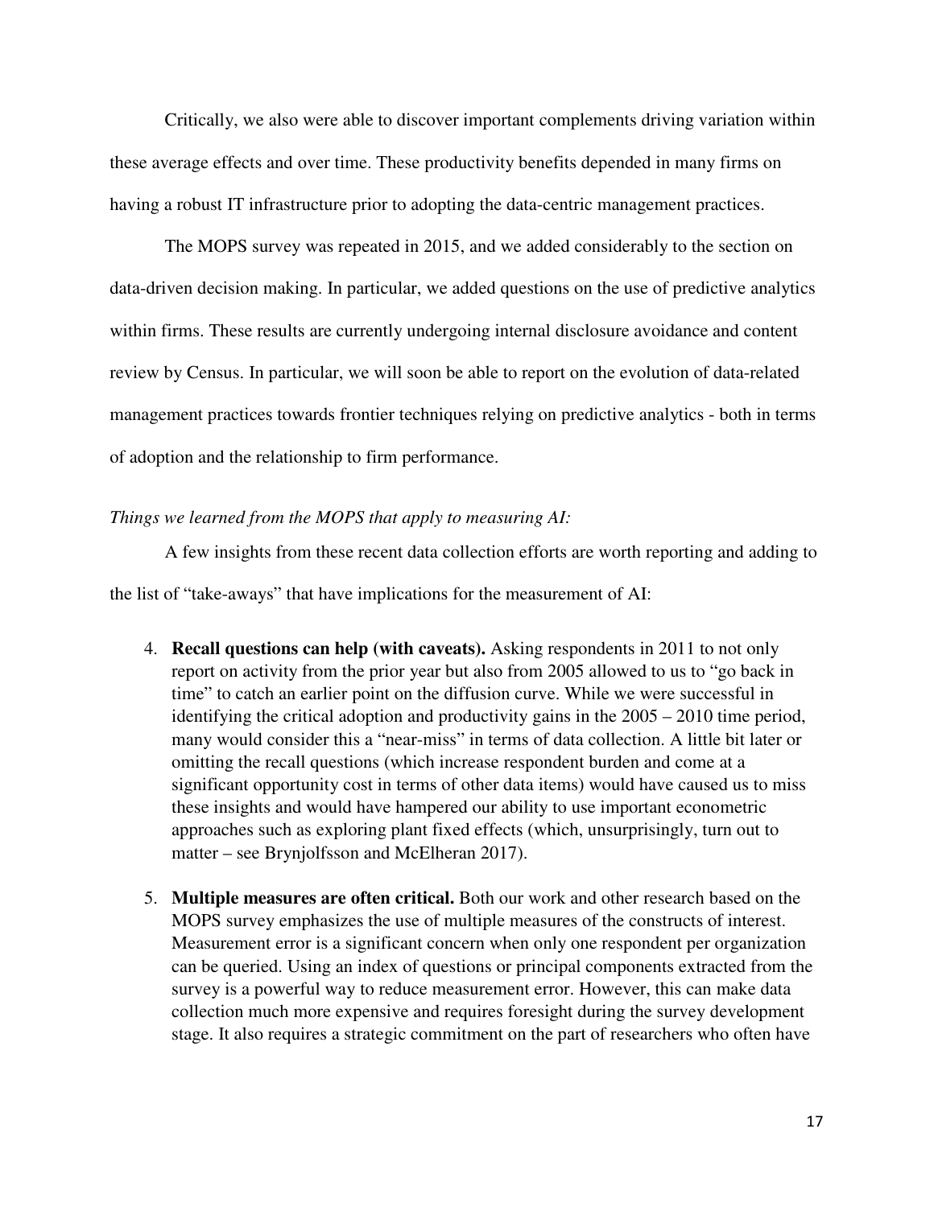Critically, we also were able to discover important complements driving variation within these average effects and over time. These productivity benefits depended in many firms on having a robust IT infrastructure prior to adopting the data-centric management practices.

The MOPS survey was repeated in 2015, and we added considerably to the section on data-driven decision making. In particular, we added questions on the use of predictive analytics within firms. These results are currently undergoing internal disclosure avoidance and content review by Census. In particular, we will soon be able to report on the evolution of data-related management practices towards frontier techniques relying on predictive analytics - both in terms of adoption and the relationship to firm performance.

*Things we learned from the MOPS that apply to measuring AI:*

A few insights from these recent data collection efforts are worth reporting and adding to the list of "take-aways" that have implications for the measurement of AI:

4. **Recall questions can help (with caveats).** Asking respondents in 2011 to not only report on activity from the prior year but also from 2005 allowed to us to "go back in time" to catch an earlier point on the diffusion curve. While we were successful in identifying the critical adoption and productivity gains in the 2005 – 2010 time period, many would consider this a "near-miss" in terms of data collection. A little bit later or omitting the recall questions (which increase respondent burden and come at a significant opportunity cost in terms of other data items) would have caused us to miss these insights and would have hampered our ability to use important econometric approaches such as exploring plant fixed effects (which, unsurprisingly, turn out to matter – see Brynjolfsson and McElheran 2017).

5. **Multiple measures are often critical.** Both our work and other research based on the MOPS survey emphasizes the use of multiple measures of the constructs of interest. Measurement error is a significant concern when only one respondent per organization can be queried. Using an index of questions or principal components extracted from the survey is a powerful way to reduce measurement error. However, this can make data collection much more expensive and requires foresight during the survey development stage. It also requires a strategic commitment on the part of researchers who often have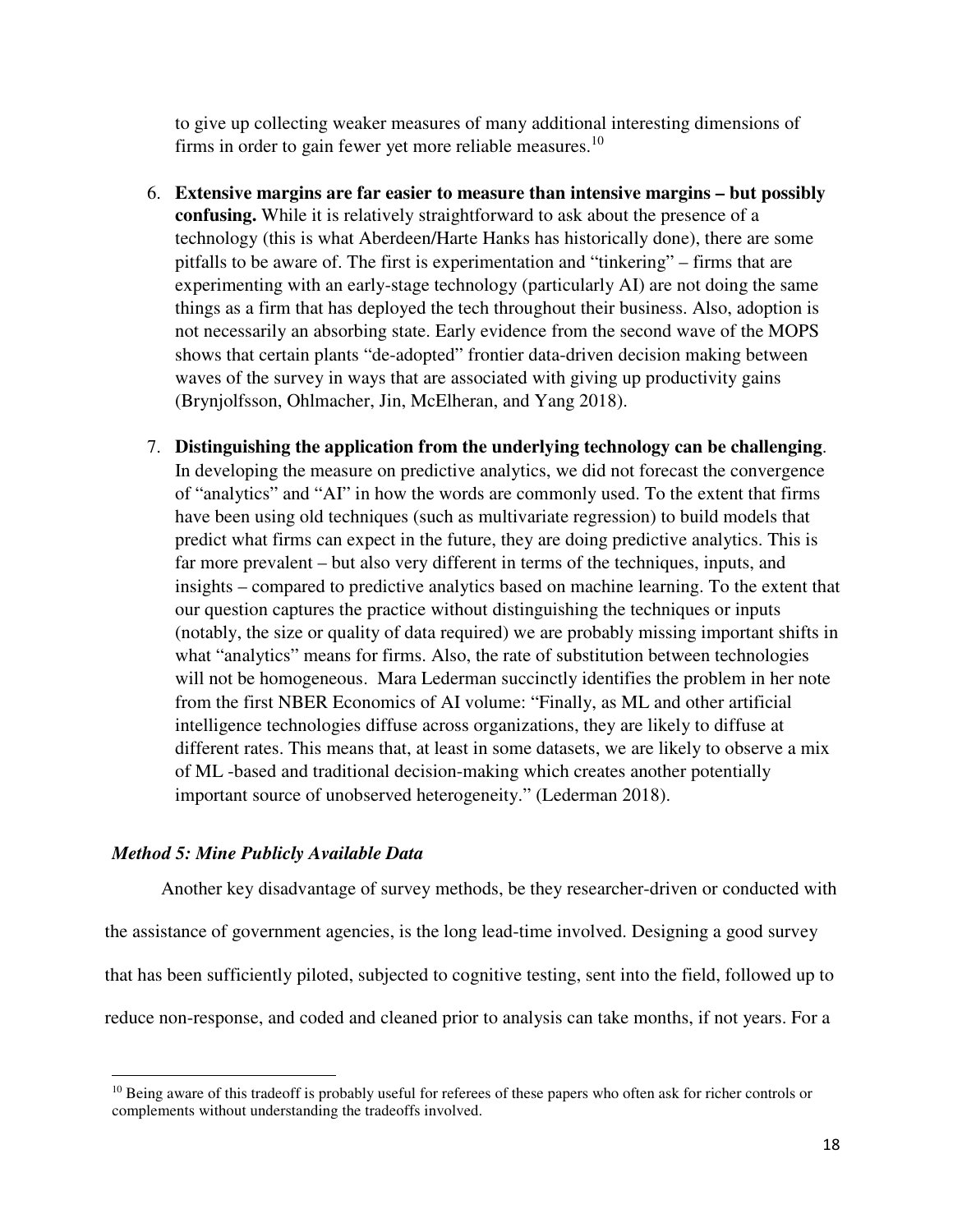to give up collecting weaker measures of many additional interesting dimensions of firms in order to gain fewer yet more reliable measures.[10]

6. **Extensive margins are far easier to measure than intensive margins – but possibly confusing.** While it is relatively straightforward to ask about the presence of a technology (this is what Aberdeen/Harte Hanks has historically done), there are some pitfalls to be aware of. The first is experimentation and "tinkering" – firms that are experimenting with an early-stage technology (particularly AI) are not doing the same things as a firm that has deployed the tech throughout their business. Also, adoption is not necessarily an absorbing state. Early evidence from the second wave of the MOPS shows that certain plants "de-adopted" frontier data-driven decision making between waves of the survey in ways that are associated with giving up productivity gains (Brynjolfsson, Ohlmacher, Jin, McElheran, and Yang 2018).

7. **Distinguishing the application from the underlying technology can be challenging**. In developing the measure on predictive analytics, we did not forecast the convergence of "analytics" and "AI" in how the words are commonly used. To the extent that firms have been using old techniques (such as multivariate regression) to build models that predict what firms can expect in the future, they are doing predictive analytics. This is far more prevalent – but also very different in terms of the techniques, inputs, and insights – compared to predictive analytics based on machine learning. To the extent that our question captures the practice without distinguishing the techniques or inputs (notably, the size or quality of data required) we are probably missing important shifts in what "analytics" means for firms. Also, the rate of substitution between technologies will not be homogeneous. Mara Lederman succinctly identifies the problem in her note from the first NBER Economics of AI volume: "Finally, as ML and other artificial intelligence technologies diffuse across organizations, they are likely to diffuse at different rates. This means that, at least in some datasets, we are likely to observe a mix of ML -based and traditional decision-making which creates another potentially important source of unobserved heterogeneity." (Lederman 2018).

### *Method 5: Mine Publicly Available Data*

Another key disadvantage of survey methods, be they researcher-driven or conducted with the assistance of government agencies, is the long lead-time involved. Designing a good survey that has been sufficiently piloted, subjected to cognitive testing, sent into the field, followed up to reduce non-response, and coded and cleaned prior to analysis can take months, if not years. For a

---

[10] Being aware of this tradeoff is probably useful for referees of these papers who often ask for richer controls or complements without understanding the tradeoffs involved.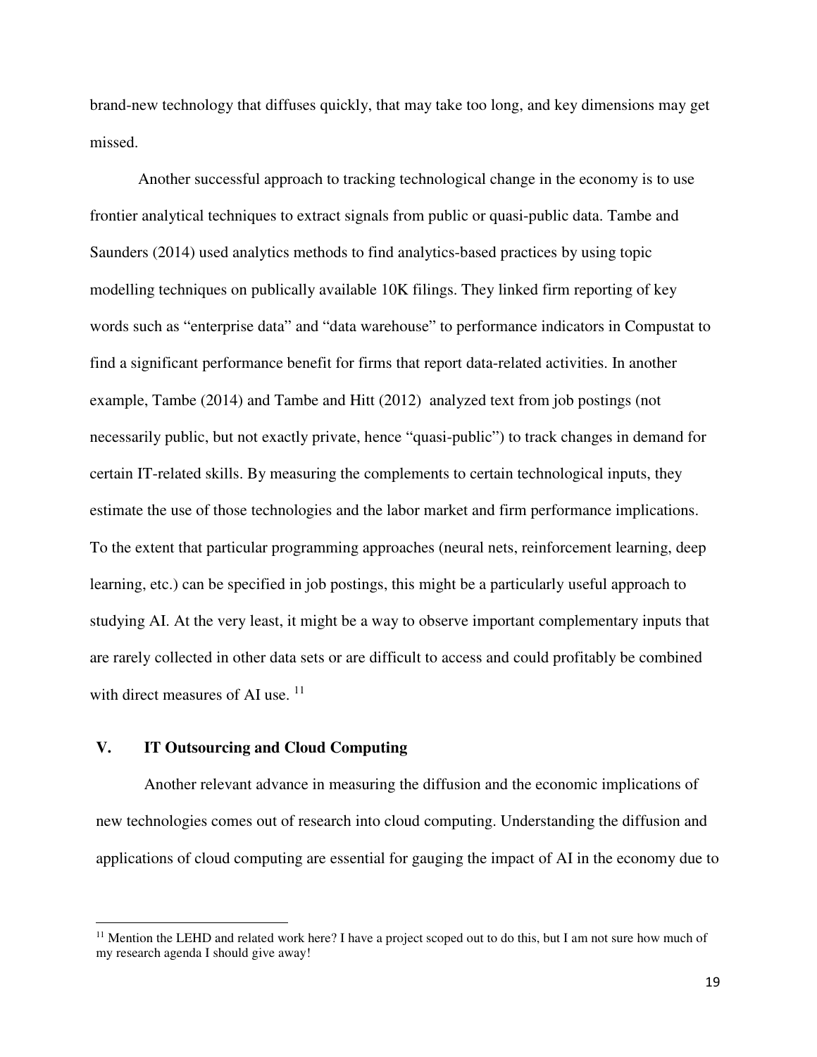brand-new technology that diffuses quickly, that may take too long, and key dimensions may get missed.

Another successful approach to tracking technological change in the economy is to use frontier analytical techniques to extract signals from public or quasi-public data. Tambe and Saunders (2014) used analytics methods to find analytics-based practices by using topic modelling techniques on publically available 10K filings. They linked firm reporting of key words such as "enterprise data" and "data warehouse" to performance indicators in Compustat to find a significant performance benefit for firms that report data-related activities. In another example, Tambe (2014) and Tambe and Hitt (2012) analyzed text from job postings (not necessarily public, but not exactly private, hence "quasi-public") to track changes in demand for certain IT-related skills. By measuring the complements to certain technological inputs, they estimate the use of those technologies and the labor market and firm performance implications. To the extent that particular programming approaches (neural nets, reinforcement learning, deep learning, etc.) can be specified in job postings, this might be a particularly useful approach to studying AI. At the very least, it might be a way to observe important complementary inputs that are rarely collected in other data sets or are difficult to access and could profitably be combined with direct measures of AI use. [11]

## V. IT Outsourcing and Cloud Computing

Another relevant advance in measuring the diffusion and the economic implications of new technologies comes out of research into cloud computing. Understanding the diffusion and applications of cloud computing are essential for gauging the impact of AI in the economy due to

---

[11] Mention the LEHD and related work here? I have a project scoped out to do this, but I am not sure how much of my research agenda I should give away!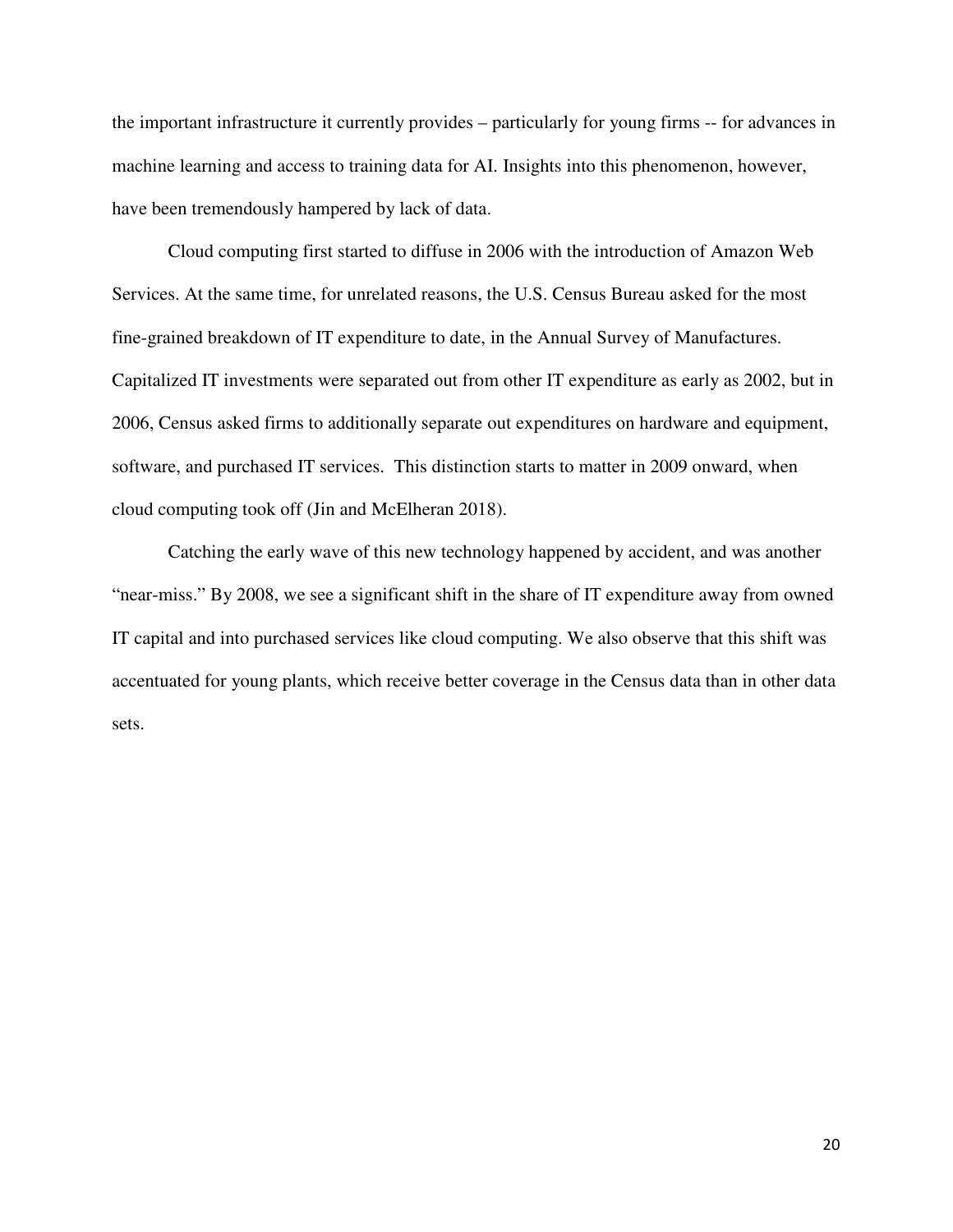the important infrastructure it currently provides – particularly for young firms -- for advances in machine learning and access to training data for AI. Insights into this phenomenon, however, have been tremendously hampered by lack of data.

Cloud computing first started to diffuse in 2006 with the introduction of Amazon Web Services. At the same time, for unrelated reasons, the U.S. Census Bureau asked for the most fine-grained breakdown of IT expenditure to date, in the Annual Survey of Manufactures. Capitalized IT investments were separated out from other IT expenditure as early as 2002, but in 2006, Census asked firms to additionally separate out expenditures on hardware and equipment, software, and purchased IT services. This distinction starts to matter in 2009 onward, when cloud computing took off (Jin and McElheran 2018).

Catching the early wave of this new technology happened by accident, and was another "near-miss." By 2008, we see a significant shift in the share of IT expenditure away from owned IT capital and into purchased services like cloud computing. We also observe that this shift was accentuated for young plants, which receive better coverage in the Census data than in other data sets.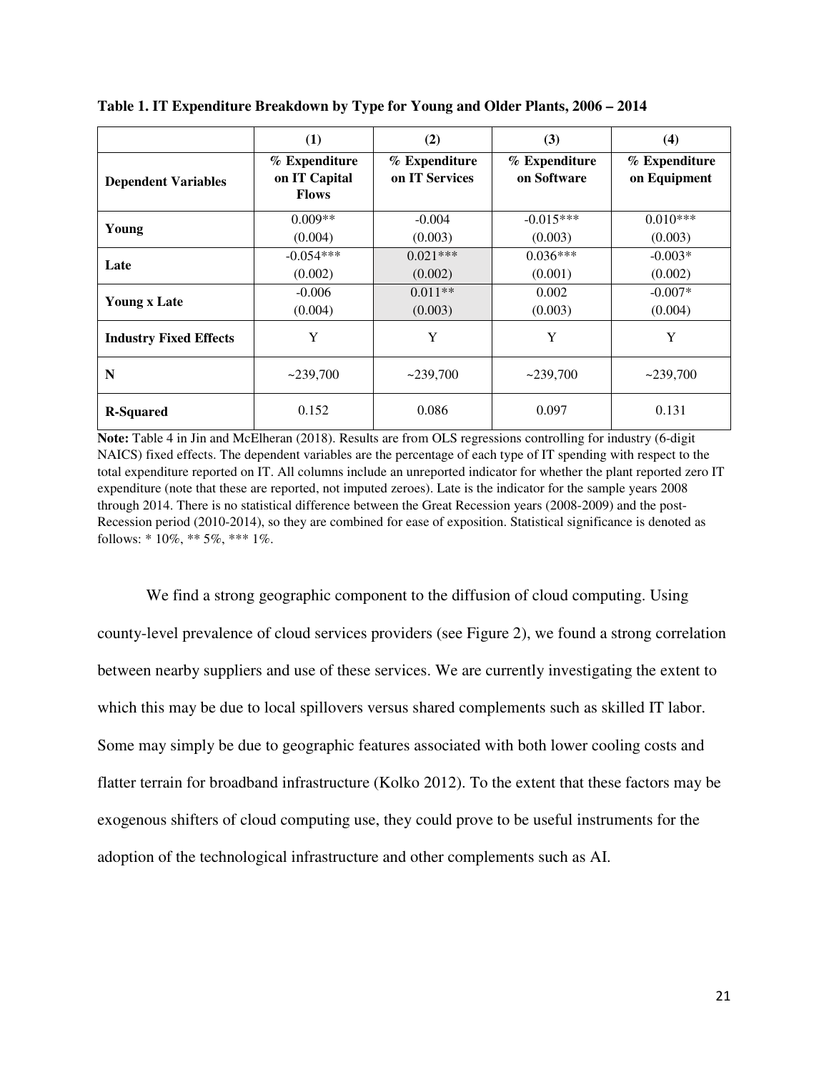**Table 1. IT Expenditure Breakdown by Type for Young and Older Plants, 2006 – 2014**

| | (1) | (2) | (3) | (4) |
|---|---|---|---|---|
| **Dependent Variables** | **% Expenditure on IT Capital Flows** | **% Expenditure on IT Services** | **% Expenditure on Software** | **% Expenditure on Equipment** |
| **Young** | 0.009** <br> (0.004) | -0.004 <br> (0.003) | -0.015*** <br> (0.003) | 0.010*** <br> (0.003) |
| **Late** | -0.054*** <br> (0.002) | 0.021*** <br> (0.002) | 0.036*** <br> (0.001) | -0.003* <br> (0.002) |
| **Young x Late** | -0.006 <br> (0.004) | 0.011** <br> (0.003) | 0.002 <br> (0.003) | -0.007* <br> (0.004) |
| **Industry Fixed Effects** | Y | Y | Y | Y |
| **N** | ~239,700 | ~239,700 | ~239,700 | ~239,700 |
| **R-Squared** | 0.152 | 0.086 | 0.097 | 0.131 |

**Note:** Table 4 in Jin and McElheran (2018). Results are from OLS regressions controlling for industry (6-digit NAICS) fixed effects. The dependent variables are the percentage of each type of IT spending with respect to the total expenditure reported on IT. All columns include an unreported indicator for whether the plant reported zero IT expenditure (note that these are reported, not imputed zeroes). Late is the indicator for the sample years 2008 through 2014. There is no statistical difference between the Great Recession years (2008-2009) and the post-Recession period (2010-2014), so they are combined for ease of exposition. Statistical significance is denoted as follows: * 10%, ** 5%, *** 1%.

We find a strong geographic component to the diffusion of cloud computing. Using county-level prevalence of cloud services providers (see Figure 2), we found a strong correlation between nearby suppliers and use of these services. We are currently investigating the extent to which this may be due to local spillovers versus shared complements such as skilled IT labor. Some may simply be due to geographic features associated with both lower cooling costs and flatter terrain for broadband infrastructure (Kolko 2012). To the extent that these factors may be exogenous shifters of cloud computing use, they could prove to be useful instruments for the adoption of the technological infrastructure and other complements such as AI.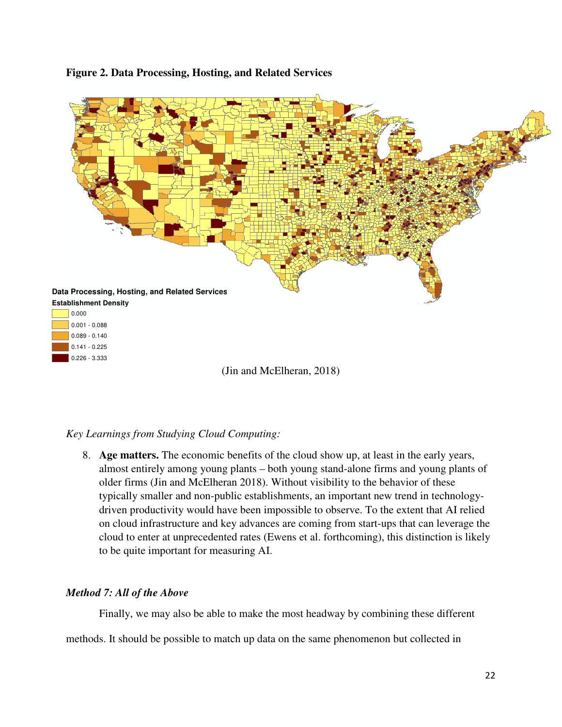**Figure 2. Data Processing, Hosting, and Related Services**

**Data Processing, Hosting, and Related Services Establishment Density**

- 0.000
- 0.001 - 0.088
- 0.089 - 0.140
- 0.141 - 0.225
- 0.226 - 3.333

(Jin and McElheran, 2018)

*Key Learnings from Studying Cloud Computing:*

8. **Age matters.** The economic benefits of the cloud show up, at least in the early years, almost entirely among young plants – both young stand-alone firms and young plants of older firms (Jin and McElheran 2018). Without visibility to the behavior of these typically smaller and non-public establishments, an important new trend in technology-driven productivity would have been impossible to observe. To the extent that AI relied on cloud infrastructure and key advances are coming from start-ups that can leverage the cloud to enter at unprecedented rates (Ewens et al. forthcoming), this distinction is likely to be quite important for measuring AI.

### *Method 7: All of the Above*

Finally, we may also be able to make the most headway by combining these different methods. It should be possible to match up data on the same phenomenon but collected in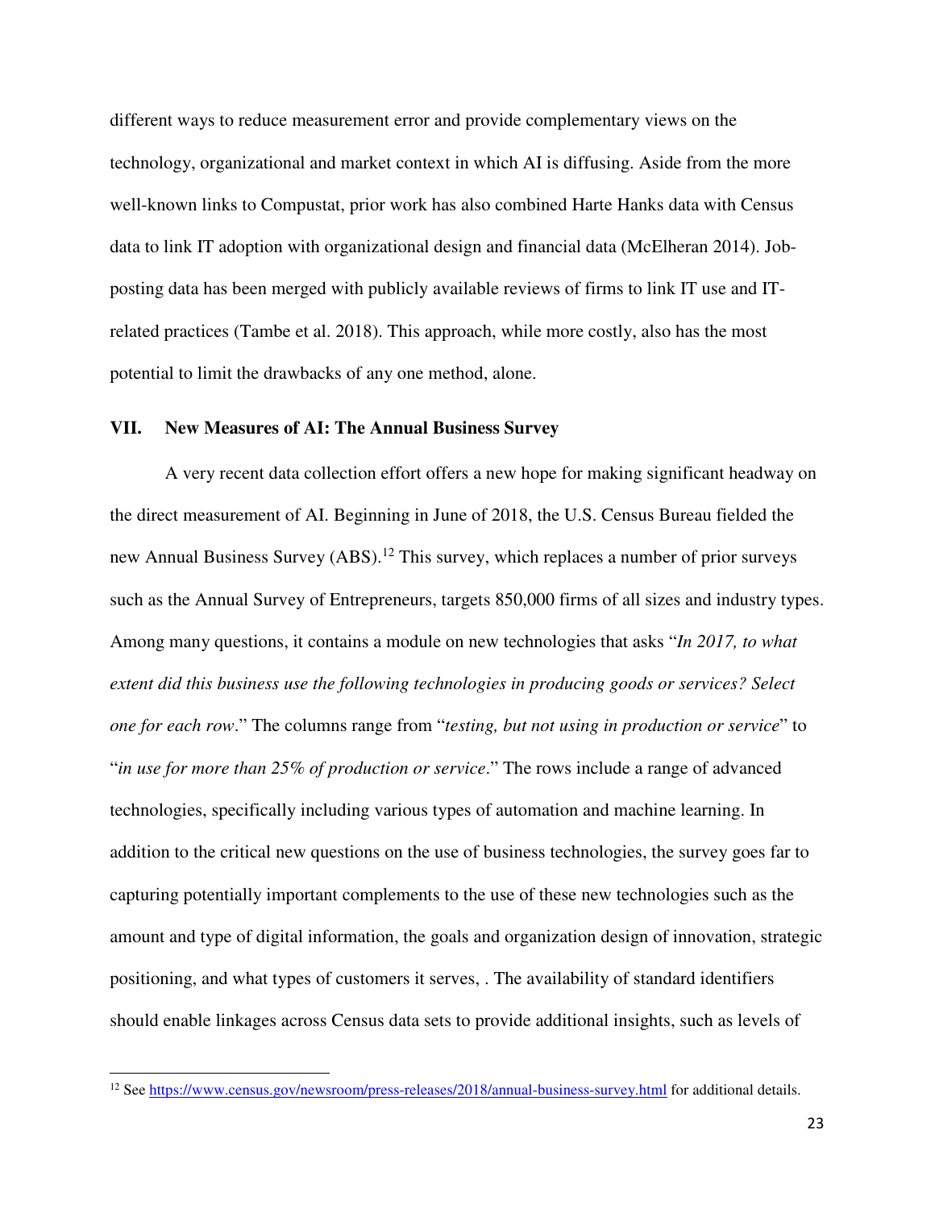different ways to reduce measurement error and provide complementary views on the technology, organizational and market context in which AI is diffusing. Aside from the more well-known links to Compustat, prior work has also combined Harte Hanks data with Census data to link IT adoption with organizational design and financial data (McElheran 2014). Job-posting data has been merged with publicly available reviews of firms to link IT use and IT-related practices (Tambe et al. 2018). This approach, while more costly, also has the most potential to limit the drawbacks of any one method, alone.

## VII. New Measures of AI: The Annual Business Survey

A very recent data collection effort offers a new hope for making significant headway on the direct measurement of AI. Beginning in June of 2018, the U.S. Census Bureau fielded the new Annual Business Survey (ABS).[12] This survey, which replaces a number of prior surveys such as the Annual Survey of Entrepreneurs, targets 850,000 firms of all sizes and industry types. Among many questions, it contains a module on new technologies that asks "*In 2017, to what extent did this business use the following technologies in producing goods or services? Select one for each row*." The columns range from "*testing, but not using in production or service*" to "*in use for more than 25% of production or service*." The rows include a range of advanced technologies, specifically including various types of automation and machine learning. In addition to the critical new questions on the use of business technologies, the survey goes far to capturing potentially important complements to the use of these new technologies such as the amount and type of digital information, the goals and organization design of innovation, strategic positioning, and what types of customers it serves, . The availability of standard identifiers should enable linkages across Census data sets to provide additional insights, such as levels of

[12] See https://www.census.gov/newsroom/press-releases/2018/annual-business-survey.html for additional details.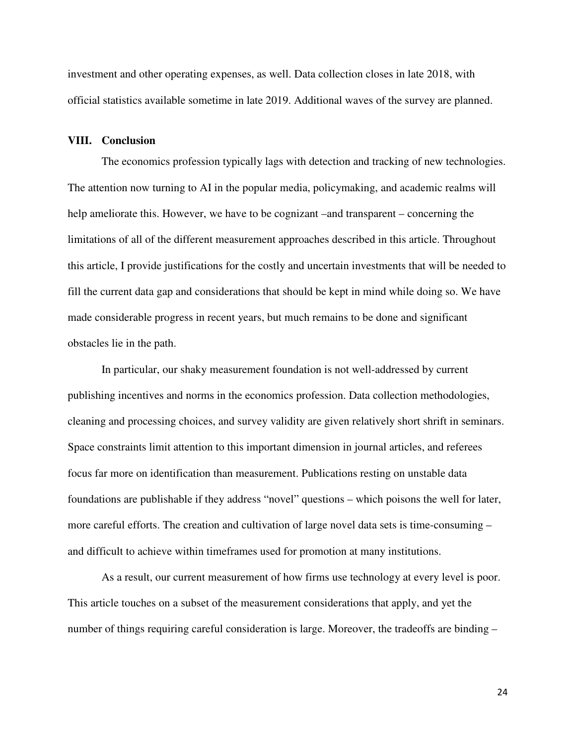investment and other operating expenses, as well. Data collection closes in late 2018, with official statistics available sometime in late 2019. Additional waves of the survey are planned.

## VIII. Conclusion

The economics profession typically lags with detection and tracking of new technologies. The attention now turning to AI in the popular media, policymaking, and academic realms will help ameliorate this. However, we have to be cognizant –and transparent – concerning the limitations of all of the different measurement approaches described in this article. Throughout this article, I provide justifications for the costly and uncertain investments that will be needed to fill the current data gap and considerations that should be kept in mind while doing so. We have made considerable progress in recent years, but much remains to be done and significant obstacles lie in the path.

In particular, our shaky measurement foundation is not well-addressed by current publishing incentives and norms in the economics profession. Data collection methodologies, cleaning and processing choices, and survey validity are given relatively short shrift in seminars. Space constraints limit attention to this important dimension in journal articles, and referees focus far more on identification than measurement. Publications resting on unstable data foundations are publishable if they address "novel" questions – which poisons the well for later, more careful efforts. The creation and cultivation of large novel data sets is time-consuming – and difficult to achieve within timeframes used for promotion at many institutions.

As a result, our current measurement of how firms use technology at every level is poor. This article touches on a subset of the measurement considerations that apply, and yet the number of things requiring careful consideration is large. Moreover, the tradeoffs are binding –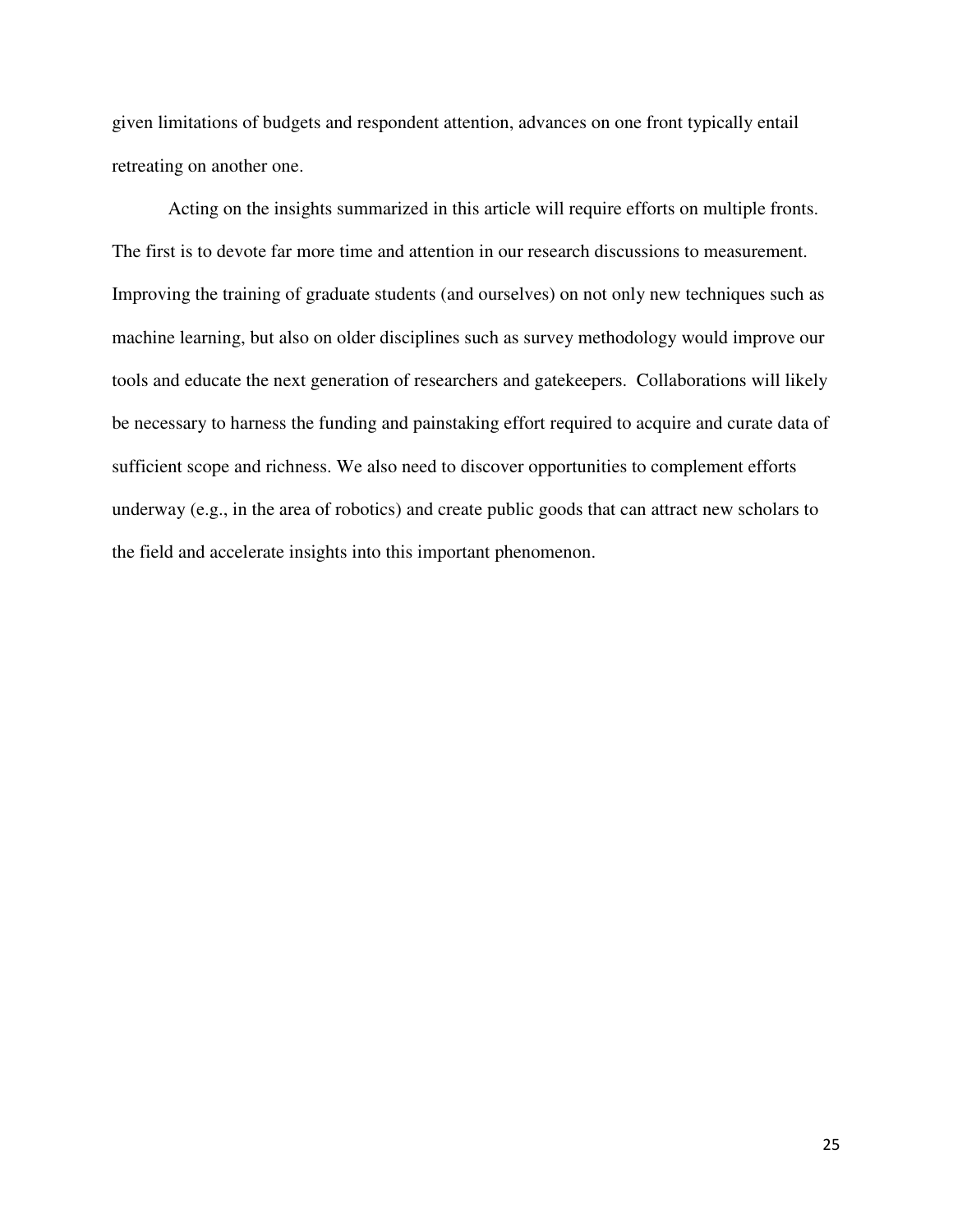given limitations of budgets and respondent attention, advances on one front typically entail retreating on another one.

Acting on the insights summarized in this article will require efforts on multiple fronts. The first is to devote far more time and attention in our research discussions to measurement. Improving the training of graduate students (and ourselves) on not only new techniques such as machine learning, but also on older disciplines such as survey methodology would improve our tools and educate the next generation of researchers and gatekeepers. Collaborations will likely be necessary to harness the funding and painstaking effort required to acquire and curate data of sufficient scope and richness. We also need to discover opportunities to complement efforts underway (e.g., in the area of robotics) and create public goods that can attract new scholars to the field and accelerate insights into this important phenomenon.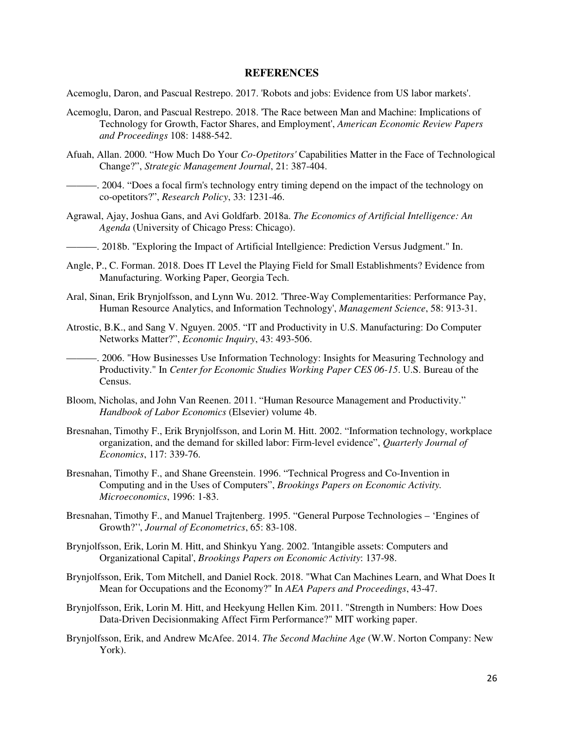## REFERENCES

Acemoglu, Daron, and Pascual Restrepo. 2017. 'Robots and jobs: Evidence from US labor markets'.

Acemoglu, Daron, and Pascual Restrepo. 2018. 'The Race between Man and Machine: Implications of Technology for Growth, Factor Shares, and Employment', *American Economic Review Papers and Proceedings* 108: 1488-542.

Afuah, Allan. 2000. "How Much Do Your *Co-Opetitors'* Capabilities Matter in the Face of Technological Change?", *Strategic Management Journal*, 21: 387-404.

———. 2004. "Does a focal firm's technology entry timing depend on the impact of the technology on co-opetitors?", *Research Policy*, 33: 1231-46.

Agrawal, Ajay, Joshua Gans, and Avi Goldfarb. 2018a. *The Economics of Artificial Intelligence: An Agenda* (University of Chicago Press: Chicago).

———. 2018b. "Exploring the Impact of Artificial Intellgience: Prediction Versus Judgment." In.

Angle, P., C. Forman. 2018. Does IT Level the Playing Field for Small Establishments? Evidence from Manufacturing. Working Paper, Georgia Tech.

Aral, Sinan, Erik Brynjolfsson, and Lynn Wu. 2012. 'Three-Way Complementarities: Performance Pay, Human Resource Analytics, and Information Technology', *Management Science*, 58: 913-31.

Atrostic, B.K., and Sang V. Nguyen. 2005. "IT and Productivity in U.S. Manufacturing: Do Computer Networks Matter?", *Economic Inquiry*, 43: 493-506.

———. 2006. "How Businesses Use Information Technology: Insights for Measuring Technology and Productivity." In *Center for Economic Studies Working Paper CES 06-15*. U.S. Bureau of the Census.

Bloom, Nicholas, and John Van Reenen. 2011. "Human Resource Management and Productivity." *Handbook of Labor Economics* (Elsevier) volume 4b.

Bresnahan, Timothy F., Erik Brynjolfsson, and Lorin M. Hitt. 2002. "Information technology, workplace organization, and the demand for skilled labor: Firm-level evidence", *Quarterly Journal of Economics*, 117: 339-76.

Bresnahan, Timothy F., and Shane Greenstein. 1996. "Technical Progress and Co-Invention in Computing and in the Uses of Computers", *Brookings Papers on Economic Activity. Microeconomics*, 1996: 1-83.

Bresnahan, Timothy F., and Manuel Trajtenberg. 1995. "General Purpose Technologies – 'Engines of Growth?'', *Journal of Econometrics*, 65: 83-108.

Brynjolfsson, Erik, Lorin M. Hitt, and Shinkyu Yang. 2002. 'Intangible assets: Computers and Organizational Capital', *Brookings Papers on Economic Activity*: 137-98.

Brynjolfsson, Erik, Tom Mitchell, and Daniel Rock. 2018. "What Can Machines Learn, and What Does It Mean for Occupations and the Economy?" In *AEA Papers and Proceedings*, 43-47.

Brynjolfsson, Erik, Lorin M. Hitt, and Heekyung Hellen Kim. 2011. "Strength in Numbers: How Does Data-Driven Decisionmaking Affect Firm Performance?" MIT working paper.

Brynjolfsson, Erik, and Andrew McAfee. 2014. *The Second Machine Age* (W.W. Norton Company: New York).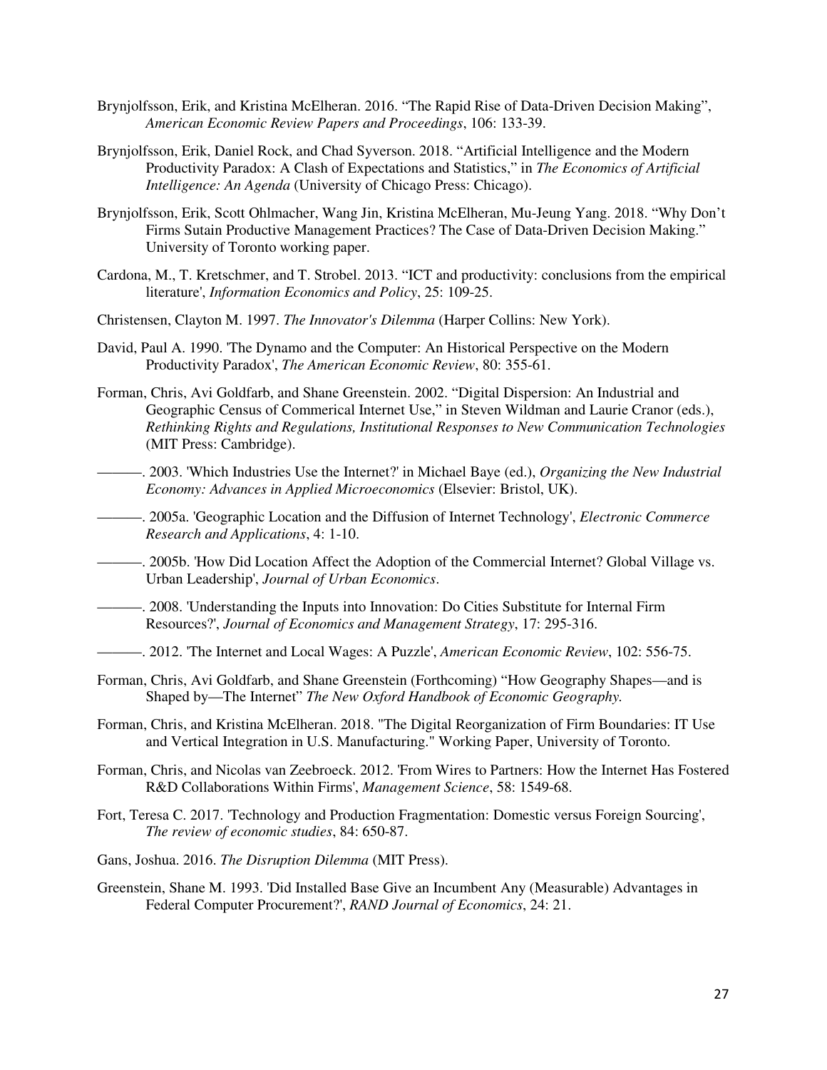Brynjolfsson, Erik, and Kristina McElheran. 2016. "The Rapid Rise of Data-Driven Decision Making", *American Economic Review Papers and Proceedings*, 106: 133-39.

Brynjolfsson, Erik, Daniel Rock, and Chad Syverson. 2018. "Artificial Intelligence and the Modern Productivity Paradox: A Clash of Expectations and Statistics," in *The Economics of Artificial Intelligence: An Agenda* (University of Chicago Press: Chicago).

Brynjolfsson, Erik, Scott Ohlmacher, Wang Jin, Kristina McElheran, Mu-Jeung Yang. 2018. "Why Don't Firms Sutain Productive Management Practices? The Case of Data-Driven Decision Making." University of Toronto working paper.

Cardona, M., T. Kretschmer, and T. Strobel. 2013. "ICT and productivity: conclusions from the empirical literature', *Information Economics and Policy*, 25: 109-25.

Christensen, Clayton M. 1997. *The Innovator's Dilemma* (Harper Collins: New York).

David, Paul A. 1990. 'The Dynamo and the Computer: An Historical Perspective on the Modern Productivity Paradox', *The American Economic Review*, 80: 355-61.

Forman, Chris, Avi Goldfarb, and Shane Greenstein. 2002. "Digital Dispersion: An Industrial and Geographic Census of Commerical Internet Use," in Steven Wildman and Laurie Cranor (eds.), *Rethinking Rights and Regulations, Institutional Responses to New Communication Technologies* (MIT Press: Cambridge).

———. 2003. 'Which Industries Use the Internet?' in Michael Baye (ed.), *Organizing the New Industrial Economy: Advances in Applied Microeconomics* (Elsevier: Bristol, UK).

———. 2005a. 'Geographic Location and the Diffusion of Internet Technology', *Electronic Commerce Research and Applications*, 4: 1-10.

———. 2005b. 'How Did Location Affect the Adoption of the Commercial Internet? Global Village vs. Urban Leadership', *Journal of Urban Economics*.

———. 2008. 'Understanding the Inputs into Innovation: Do Cities Substitute for Internal Firm Resources?', *Journal of Economics and Management Strategy*, 17: 295-316.

———. 2012. 'The Internet and Local Wages: A Puzzle', *American Economic Review*, 102: 556-75.

Forman, Chris, Avi Goldfarb, and Shane Greenstein (Forthcoming) "How Geography Shapes—and is Shaped by—The Internet" *The New Oxford Handbook of Economic Geography.*

Forman, Chris, and Kristina McElheran. 2018. "The Digital Reorganization of Firm Boundaries: IT Use and Vertical Integration in U.S. Manufacturing." Working Paper, University of Toronto.

Forman, Chris, and Nicolas van Zeebroeck. 2012. 'From Wires to Partners: How the Internet Has Fostered R&D Collaborations Within Firms', *Management Science*, 58: 1549-68.

Fort, Teresa C. 2017. 'Technology and Production Fragmentation: Domestic versus Foreign Sourcing', *The review of economic studies*, 84: 650-87.

Gans, Joshua. 2016. *The Disruption Dilemma* (MIT Press).

Greenstein, Shane M. 1993. 'Did Installed Base Give an Incumbent Any (Measurable) Advantages in Federal Computer Procurement?', *RAND Journal of Economics*, 24: 21.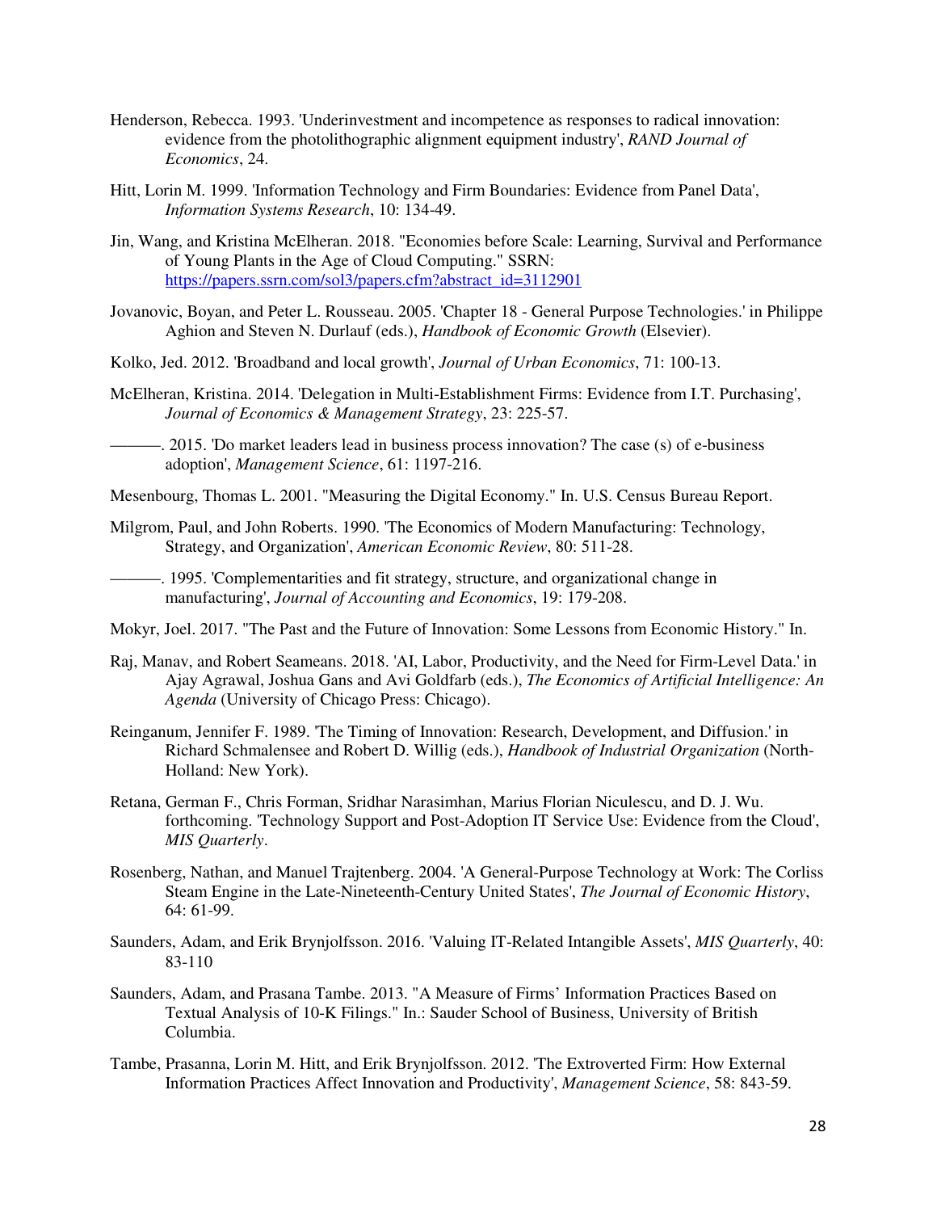Henderson, Rebecca. 1993. 'Underinvestment and incompetence as responses to radical innovation: evidence from the photolithographic alignment equipment industry', *RAND Journal of Economics*, 24.

Hitt, Lorin M. 1999. 'Information Technology and Firm Boundaries: Evidence from Panel Data', *Information Systems Research*, 10: 134-49.

Jin, Wang, and Kristina McElheran. 2018. "Economies before Scale: Learning, Survival and Performance of Young Plants in the Age of Cloud Computing." SSRN: [https://papers.ssrn.com/sol3/papers.cfm?abstract_id=3112901](https://papers.ssrn.com/sol3/papers.cfm?abstract_id=3112901)

Jovanovic, Boyan, and Peter L. Rousseau. 2005. 'Chapter 18 - General Purpose Technologies.' in Philippe Aghion and Steven N. Durlauf (eds.), *Handbook of Economic Growth* (Elsevier).

Kolko, Jed. 2012. 'Broadband and local growth', *Journal of Urban Economics*, 71: 100-13.

McElheran, Kristina. 2014. 'Delegation in Multi-Establishment Firms: Evidence from I.T. Purchasing', *Journal of Economics & Management Strategy*, 23: 225-57.

———. 2015. 'Do market leaders lead in business process innovation? The case (s) of e-business adoption', *Management Science*, 61: 1197-216.

Mesenbourg, Thomas L. 2001. "Measuring the Digital Economy." In. U.S. Census Bureau Report.

Milgrom, Paul, and John Roberts. 1990. 'The Economics of Modern Manufacturing: Technology, Strategy, and Organization', *American Economic Review*, 80: 511-28.

———. 1995. 'Complementarities and fit strategy, structure, and organizational change in manufacturing', *Journal of Accounting and Economics*, 19: 179-208.

Mokyr, Joel. 2017. "The Past and the Future of Innovation: Some Lessons from Economic History." In.

Raj, Manav, and Robert Seameans. 2018. 'AI, Labor, Productivity, and the Need for Firm-Level Data.' in Ajay Agrawal, Joshua Gans and Avi Goldfarb (eds.), *The Economics of Artificial Intelligence: An Agenda* (University of Chicago Press: Chicago).

Reinganum, Jennifer F. 1989. 'The Timing of Innovation: Research, Development, and Diffusion.' in Richard Schmalensee and Robert D. Willig (eds.), *Handbook of Industrial Organization* (North-Holland: New York).

Retana, German F., Chris Forman, Sridhar Narasimhan, Marius Florian Niculescu, and D. J. Wu. forthcoming. 'Technology Support and Post-Adoption IT Service Use: Evidence from the Cloud', *MIS Quarterly*.

Rosenberg, Nathan, and Manuel Trajtenberg. 2004. 'A General-Purpose Technology at Work: The Corliss Steam Engine in the Late-Nineteenth-Century United States', *The Journal of Economic History*, 64: 61-99.

Saunders, Adam, and Erik Brynjolfsson. 2016. 'Valuing IT-Related Intangible Assets', *MIS Quarterly*, 40: 83-110

Saunders, Adam, and Prasana Tambe. 2013. "A Measure of Firms' Information Practices Based on Textual Analysis of 10-K Filings." In.: Sauder School of Business, University of British Columbia.

Tambe, Prasanna, Lorin M. Hitt, and Erik Brynjolfsson. 2012. 'The Extroverted Firm: How External Information Practices Affect Innovation and Productivity', *Management Science*, 58: 843-59.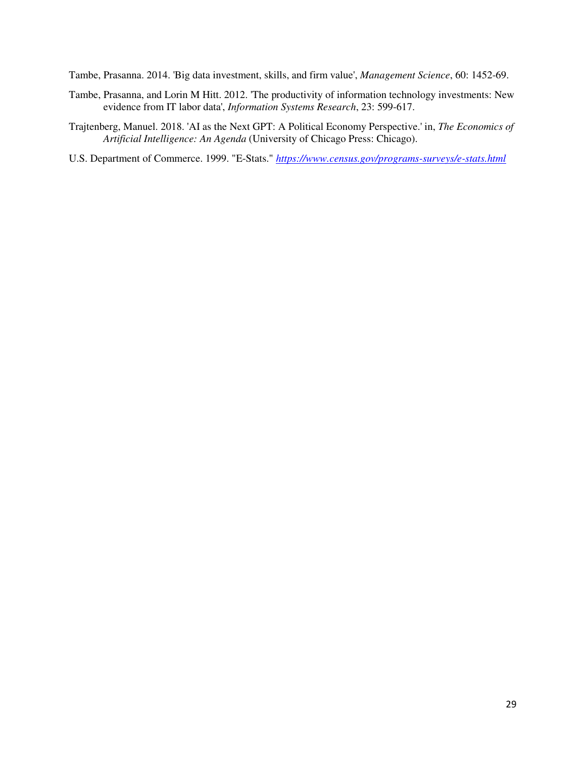Tambe, Prasanna. 2014. 'Big data investment, skills, and firm value', *Management Science*, 60: 1452-69.

Tambe, Prasanna, and Lorin M Hitt. 2012. 'The productivity of information technology investments: New evidence from IT labor data', *Information Systems Research*, 23: 599-617.

Trajtenberg, Manuel. 2018. 'AI as the Next GPT: A Political Economy Perspective.' in, *The Economics of Artificial Intelligence: An Agenda* (University of Chicago Press: Chicago).

U.S. Department of Commerce. 1999. "E-Stats." *https://www.census.gov/programs-surveys/e-stats.html*